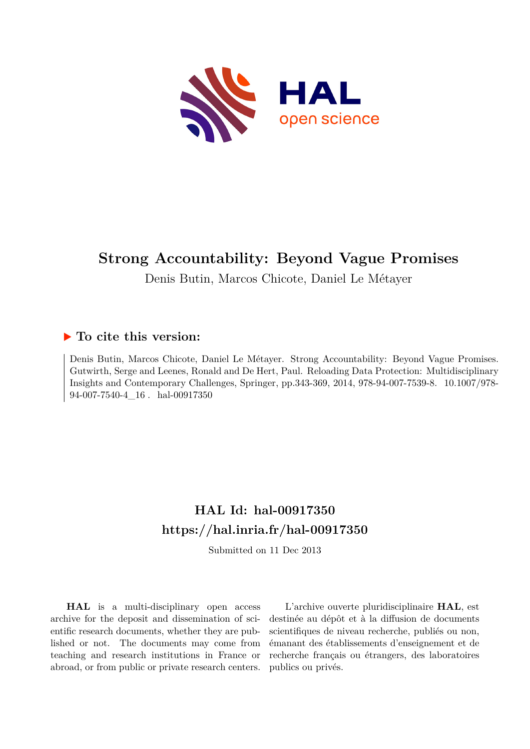# Strong Accountability: Beyond Vague Promises

Denis Butin, Marcos Chicote, Daniel Le Métayer

## ▶ To cite this version:

Denis Butin, Marcos Chicote, Daniel Le Métayer. Strong Accountability: Beyond Vague Promises. Gutwirth, Serge and Leenes, Ronald and De Hert, Paul. Reloading Data Protection: Multidisciplinary Insights and Contemporary Challenges, Springer, pp.343-369, 2014, 978-94-007-7539-8. 10.1007/978-94-007-7540-4_16 . hal-00917350

## HAL Id: hal-00917350
## https://hal.inria.fr/hal-00917350

Submitted on 11 Dec 2013

**HAL** is a multi-disciplinary open access archive for the deposit and dissemination of scientific research documents, whether they are published or not. The documents may come from teaching and research institutions in France or abroad, or from public or private research centers.

L'archive ouverte pluridisciplinaire **HAL**, est destinée au dépôt et à la diffusion de documents scientifiques de niveau recherche, publiés ou non, émanant des établissements d'enseignement et de recherche français ou étrangers, des laboratoires publics ou privés.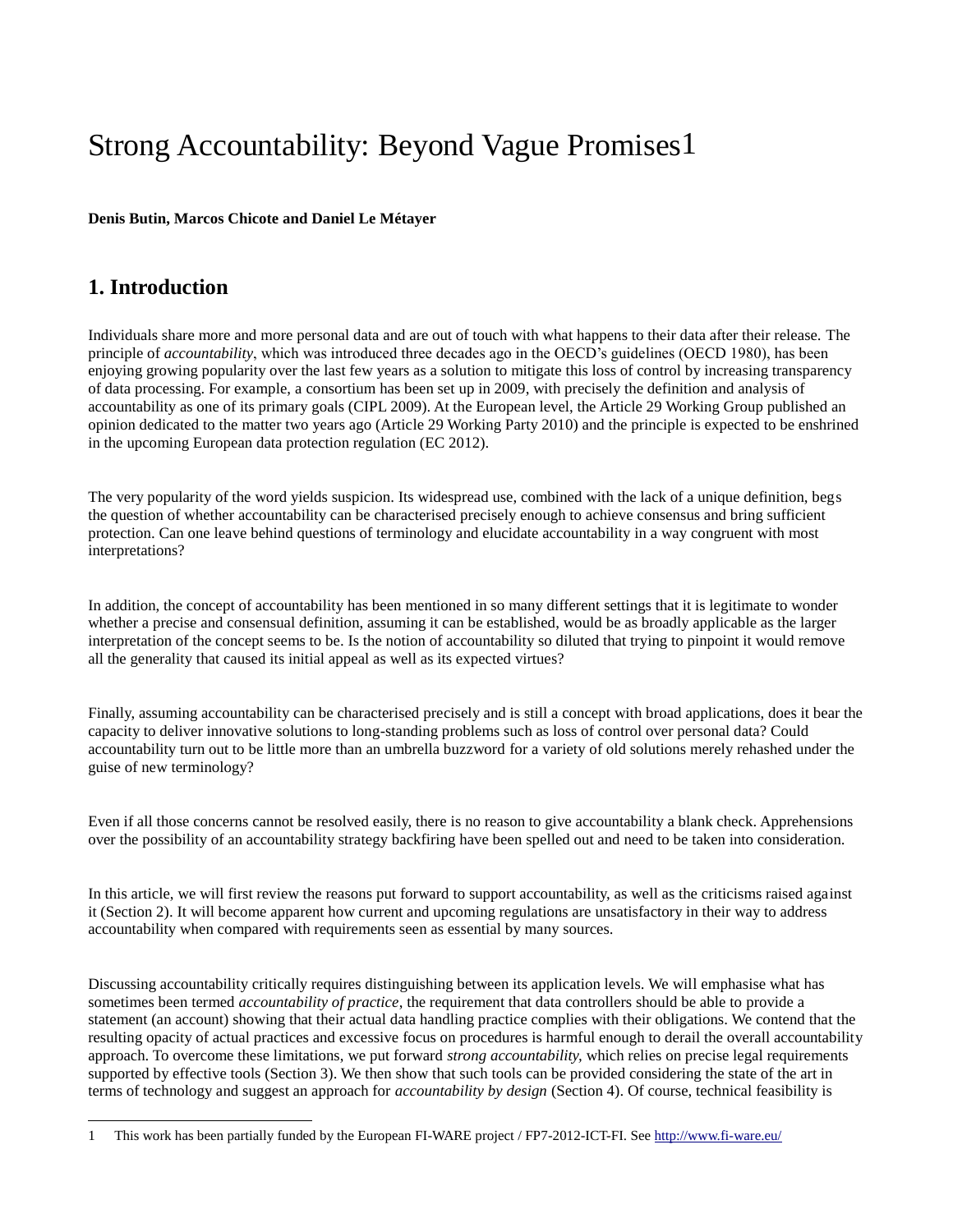# Strong Accountability: Beyond Vague Promises[1]

**Denis Butin, Marcos Chicote and Daniel Le Métayer**

## 1. Introduction

Individuals share more and more personal data and are out of touch with what happens to their data after their release. The principle of *accountability*, which was introduced three decades ago in the OECD's guidelines (OECD 1980), has been enjoying growing popularity over the last few years as a solution to mitigate this loss of control by increasing transparency of data processing. For example, a consortium has been set up in 2009, with precisely the definition and analysis of accountability as one of its primary goals (CIPL 2009). At the European level, the Article 29 Working Group published an opinion dedicated to the matter two years ago (Article 29 Working Party 2010) and the principle is expected to be enshrined in the upcoming European data protection regulation (EC 2012).

The very popularity of the word yields suspicion. Its widespread use, combined with the lack of a unique definition, begs the question of whether accountability can be characterised precisely enough to achieve consensus and bring sufficient protection. Can one leave behind questions of terminology and elucidate accountability in a way congruent with most interpretations?

In addition, the concept of accountability has been mentioned in so many different settings that it is legitimate to wonder whether a precise and consensual definition, assuming it can be established, would be as broadly applicable as the larger interpretation of the concept seems to be. Is the notion of accountability so diluted that trying to pinpoint it would remove all the generality that caused its initial appeal as well as its expected virtues?

Finally, assuming accountability can be characterised precisely and is still a concept with broad applications, does it bear the capacity to deliver innovative solutions to long-standing problems such as loss of control over personal data? Could accountability turn out to be little more than an umbrella buzzword for a variety of old solutions merely rehashed under the guise of new terminology?

Even if all those concerns cannot be resolved easily, there is no reason to give accountability a blank check. Apprehensions over the possibility of an accountability strategy backfiring have been spelled out and need to be taken into consideration.

In this article, we will first review the reasons put forward to support accountability, as well as the criticisms raised against it (Section 2). It will become apparent how current and upcoming regulations are unsatisfactory in their way to address accountability when compared with requirements seen as essential by many sources.

Discussing accountability critically requires distinguishing between its application levels. We will emphasise what has sometimes been termed *accountability of practice*, the requirement that data controllers should be able to provide a statement (an account) showing that their actual data handling practice complies with their obligations. We contend that the resulting opacity of actual practices and excessive focus on procedures is harmful enough to derail the overall accountability approach. To overcome these limitations, we put forward *strong accountability,* which relies on precise legal requirements supported by effective tools (Section 3). We then show that such tools can be provided considering the state of the art in terms of technology and suggest an approach for *accountability by design* (Section 4). Of course, technical feasibility is

[1] This work has been partially funded by the European FI-WARE project / FP7-2012-ICT-FI. See http://www.fi-ware.eu/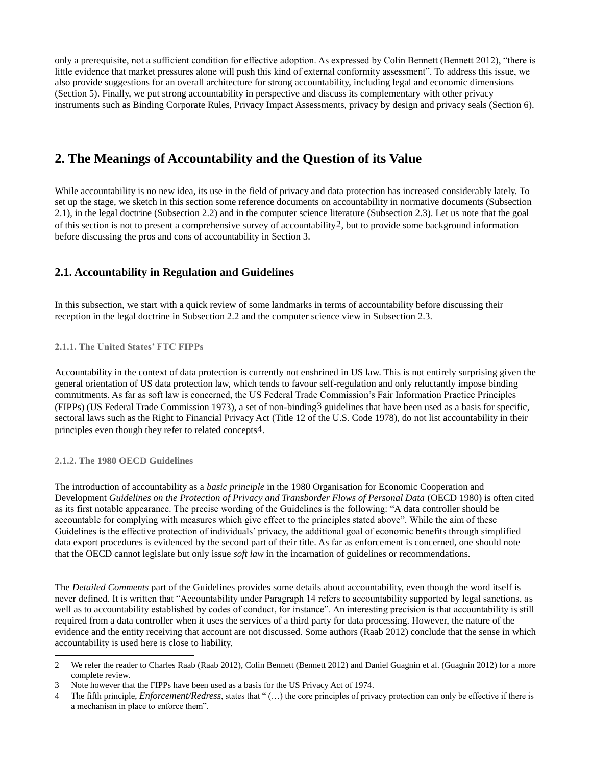only a prerequisite, not a sufficient condition for effective adoption. As expressed by Colin Bennett (Bennett 2012), "there is little evidence that market pressures alone will push this kind of external conformity assessment". To address this issue, we also provide suggestions for an overall architecture for strong accountability, including legal and economic dimensions (Section 5). Finally, we put strong accountability in perspective and discuss its complementary with other privacy instruments such as Binding Corporate Rules, Privacy Impact Assessments, privacy by design and privacy seals (Section 6).

# 2. The Meanings of Accountability and the Question of its Value

While accountability is no new idea, its use in the field of privacy and data protection has increased considerably lately. To set up the stage, we sketch in this section some reference documents on accountability in normative documents (Subsection 2.1), in the legal doctrine (Subsection 2.2) and in the computer science literature (Subsection 2.3). Let us note that the goal of this section is not to present a comprehensive survey of accountability[2], but to provide some background information before discussing the pros and cons of accountability in Section 3.

## 2.1. Accountability in Regulation and Guidelines

In this subsection, we start with a quick review of some landmarks in terms of accountability before discussing their reception in the legal doctrine in Subsection 2.2 and the computer science view in Subsection 2.3.

### 2.1.1. The United States' FTC FIPPs

Accountability in the context of data protection is currently not enshrined in US law. This is not entirely surprising given the general orientation of US data protection law, which tends to favour self-regulation and only reluctantly impose binding commitments. As far as soft law is concerned, the US Federal Trade Commission's Fair Information Practice Principles (FIPPs) (US Federal Trade Commission 1973), a set of non-binding[3] guidelines that have been used as a basis for specific, sectoral laws such as the Right to Financial Privacy Act (Title 12 of the U.S. Code 1978), do not list accountability in their principles even though they refer to related concepts[4].

### 2.1.2. The 1980 OECD Guidelines

The introduction of accountability as a *basic principle* in the 1980 Organisation for Economic Cooperation and Development *Guidelines on the Protection of Privacy and Transborder Flows of Personal Data* (OECD 1980) is often cited as its first notable appearance. The precise wording of the Guidelines is the following: "A data controller should be accountable for complying with measures which give effect to the principles stated above". While the aim of these Guidelines is the effective protection of individuals' privacy, the additional goal of economic benefits through simplified data export procedures is evidenced by the second part of their title. As far as enforcement is concerned, one should note that the OECD cannot legislate but only issue *soft law* in the incarnation of guidelines or recommendations.

The *Detailed Comments* part of the Guidelines provides some details about accountability, even though the word itself is never defined. It is written that "Accountability under Paragraph 14 refers to accountability supported by legal sanctions, as well as to accountability established by codes of conduct, for instance". An interesting precision is that accountability is still required from a data controller when it uses the services of a third party for data processing. However, the nature of the evidence and the entity receiving that account are not discussed. Some authors (Raab 2012) conclude that the sense in which accountability is used here is close to liability.

---

2 We refer the reader to Charles Raab (Raab 2012), Colin Bennett (Bennett 2012) and Daniel Guagnin et al. (Guagnin 2012) for a more complete review.

3 Note however that the FIPPs have been used as a basis for the US Privacy Act of 1974.

4 The fifth principle, *Enforcement/Redress*, states that " (…) the core principles of privacy protection can only be effective if there is a mechanism in place to enforce them".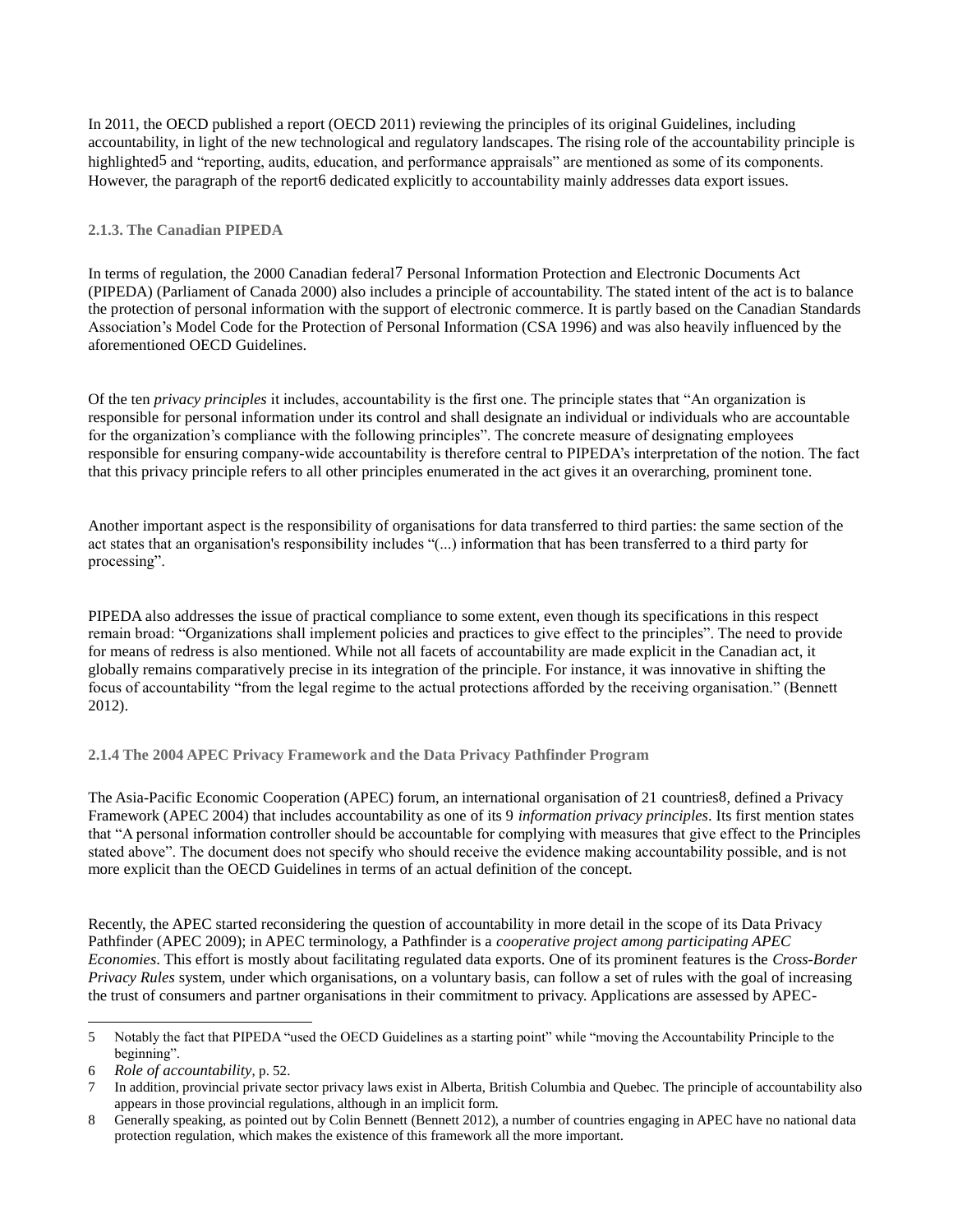In 2011, the OECD published a report (OECD 2011) reviewing the principles of its original Guidelines, including accountability, in light of the new technological and regulatory landscapes. The rising role of the accountability principle is highlighted[5] and "reporting, audits, education, and performance appraisals" are mentioned as some of its components. However, the paragraph of the report[6] dedicated explicitly to accountability mainly addresses data export issues.

### 2.1.3. The Canadian PIPEDA

In terms of regulation, the 2000 Canadian federal[7] Personal Information Protection and Electronic Documents Act (PIPEDA) (Parliament of Canada 2000) also includes a principle of accountability. The stated intent of the act is to balance the protection of personal information with the support of electronic commerce. It is partly based on the Canadian Standards Association's Model Code for the Protection of Personal Information (CSA 1996) and was also heavily influenced by the aforementioned OECD Guidelines.

Of the ten *privacy principles* it includes, accountability is the first one. The principle states that "An organization is responsible for personal information under its control and shall designate an individual or individuals who are accountable for the organization's compliance with the following principles". The concrete measure of designating employees responsible for ensuring company-wide accountability is therefore central to PIPEDA's interpretation of the notion. The fact that this privacy principle refers to all other principles enumerated in the act gives it an overarching, prominent tone.

Another important aspect is the responsibility of organisations for data transferred to third parties: the same section of the act states that an organisation's responsibility includes "(...) information that has been transferred to a third party for processing".

PIPEDA also addresses the issue of practical compliance to some extent, even though its specifications in this respect remain broad: "Organizations shall implement policies and practices to give effect to the principles". The need to provide for means of redress is also mentioned. While not all facets of accountability are made explicit in the Canadian act, it globally remains comparatively precise in its integration of the principle. For instance, it was innovative in shifting the focus of accountability "from the legal regime to the actual protections afforded by the receiving organisation." (Bennett 2012).

### 2.1.4 The 2004 APEC Privacy Framework and the Data Privacy Pathfinder Program

The Asia-Pacific Economic Cooperation (APEC) forum, an international organisation of 21 countries[8], defined a Privacy Framework (APEC 2004) that includes accountability as one of its 9 *information privacy principles*. Its first mention states that "A personal information controller should be accountable for complying with measures that give effect to the Principles stated above". The document does not specify who should receive the evidence making accountability possible, and is not more explicit than the OECD Guidelines in terms of an actual definition of the concept.

Recently, the APEC started reconsidering the question of accountability in more detail in the scope of its Data Privacy Pathfinder (APEC 2009); in APEC terminology, a Pathfinder is a *cooperative project among participating APEC Economies*. This effort is mostly about facilitating regulated data exports. One of its prominent features is the *Cross-Border Privacy Rules* system, under which organisations, on a voluntary basis, can follow a set of rules with the goal of increasing the trust of consumers and partner organisations in their commitment to privacy. Applications are assessed by APEC-

---

5 Notably the fact that PIPEDA "used the OECD Guidelines as a starting point" while "moving the Accountability Principle to the beginning".

6 *Role of accountability*, p. 52.

7 In addition, provincial private sector privacy laws exist in Alberta, British Columbia and Quebec. The principle of accountability also appears in those provincial regulations, although in an implicit form.

8 Generally speaking, as pointed out by Colin Bennett (Bennett 2012), a number of countries engaging in APEC have no national data protection regulation, which makes the existence of this framework all the more important.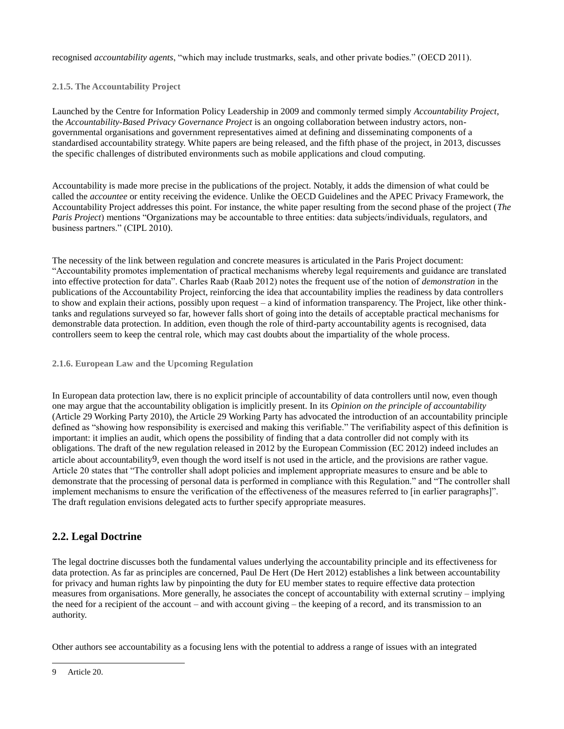recognised *accountability agents*, "which may include trustmarks, seals, and other private bodies." (OECD 2011).

#### 2.1.5. The Accountability Project

Launched by the Centre for Information Policy Leadership in 2009 and commonly termed simply *Accountability Project*, the *Accountability-Based Privacy Governance Project* is an ongoing collaboration between industry actors, non-governmental organisations and government representatives aimed at defining and disseminating components of a standardised accountability strategy. White papers are being released, and the fifth phase of the project, in 2013, discusses the specific challenges of distributed environments such as mobile applications and cloud computing.

Accountability is made more precise in the publications of the project. Notably, it adds the dimension of what could be called the *accountee* or entity receiving the evidence. Unlike the OECD Guidelines and the APEC Privacy Framework, the Accountability Project addresses this point. For instance, the white paper resulting from the second phase of the project (*The Paris Project*) mentions "Organizations may be accountable to three entities: data subjects/individuals, regulators, and business partners." (CIPL 2010).

The necessity of the link between regulation and concrete measures is articulated in the Paris Project document: "Accountability promotes implementation of practical mechanisms whereby legal requirements and guidance are translated into effective protection for data". Charles Raab (Raab 2012) notes the frequent use of the notion of *demonstration* in the publications of the Accountability Project, reinforcing the idea that accountability implies the readiness by data controllers to show and explain their actions, possibly upon request – a kind of information transparency. The Project, like other think-tanks and regulations surveyed so far, however falls short of going into the details of acceptable practical mechanisms for demonstrable data protection. In addition, even though the role of third-party accountability agents is recognised, data controllers seem to keep the central role, which may cast doubts about the impartiality of the whole process.

#### 2.1.6. European Law and the Upcoming Regulation

In European data protection law, there is no explicit principle of accountability of data controllers until now, even though one may argue that the accountability obligation is implicitly present. In its *Opinion on the principle of accountability* (Article 29 Working Party 2010), the Article 29 Working Party has advocated the introduction of an accountability principle defined as "showing how responsibility is exercised and making this verifiable." The verifiability aspect of this definition is important: it implies an audit, which opens the possibility of finding that a data controller did not comply with its obligations. The draft of the new regulation released in 2012 by the European Commission (EC 2012) indeed includes an article about accountability[9], even though the word itself is not used in the article, and the provisions are rather vague. Article 20 states that "The controller shall adopt policies and implement appropriate measures to ensure and be able to demonstrate that the processing of personal data is performed in compliance with this Regulation." and "The controller shall implement mechanisms to ensure the verification of the effectiveness of the measures referred to [in earlier paragraphs]". The draft regulation envisions delegated acts to further specify appropriate measures.

## 2.2. Legal Doctrine

The legal doctrine discusses both the fundamental values underlying the accountability principle and its effectiveness for data protection. As far as principles are concerned, Paul De Hert (De Hert 2012) establishes a link between accountability for privacy and human rights law by pinpointing the duty for EU member states to require effective data protection measures from organisations. More generally, he associates the concept of accountability with external scrutiny – implying the need for a recipient of the account – and with account giving – the keeping of a record, and its transmission to an authority.

Other authors see accountability as a focusing lens with the potential to address a range of issues with an integrated

9 Article 20.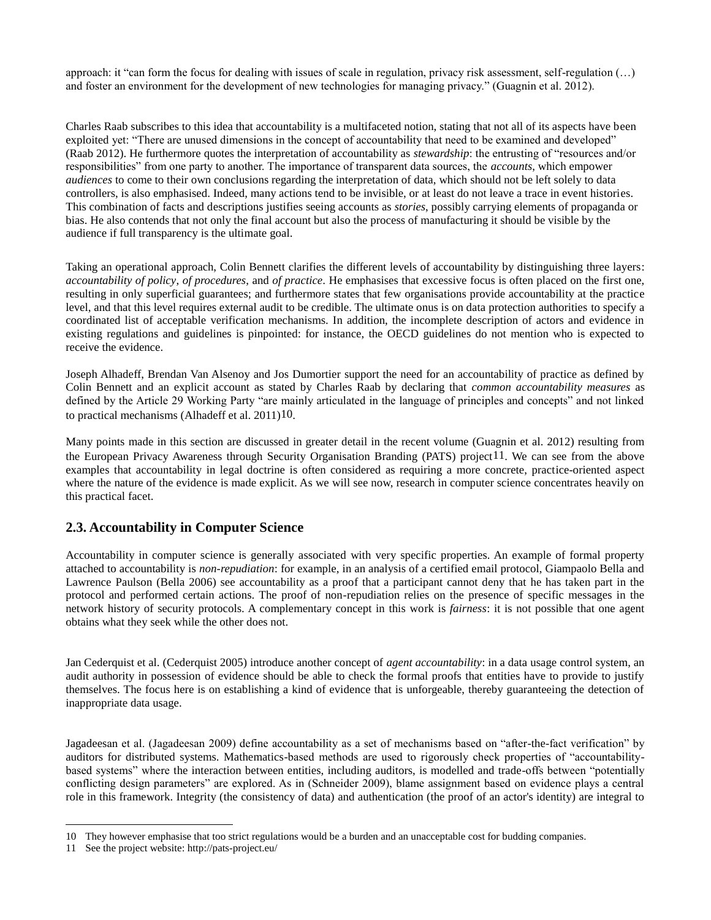approach: it "can form the focus for dealing with issues of scale in regulation, privacy risk assessment, self-regulation (…) and foster an environment for the development of new technologies for managing privacy." (Guagnin et al. 2012).

Charles Raab subscribes to this idea that accountability is a multifaceted notion, stating that not all of its aspects have been exploited yet: "There are unused dimensions in the concept of accountability that need to be examined and developed" (Raab 2012). He furthermore quotes the interpretation of accountability as *stewardship*: the entrusting of "resources and/or responsibilities" from one party to another. The importance of transparent data sources, the *accounts*, which empower *audiences* to come to their own conclusions regarding the interpretation of data, which should not be left solely to data controllers, is also emphasised. Indeed, many actions tend to be invisible, or at least do not leave a trace in event histories. This combination of facts and descriptions justifies seeing accounts as *stories*, possibly carrying elements of propaganda or bias. He also contends that not only the final account but also the process of manufacturing it should be visible by the audience if full transparency is the ultimate goal.

Taking an operational approach, Colin Bennett clarifies the different levels of accountability by distinguishing three layers: *accountability of policy*, *of procedures*, and *of practice*. He emphasises that excessive focus is often placed on the first one, resulting in only superficial guarantees; and furthermore states that few organisations provide accountability at the practice level, and that this level requires external audit to be credible. The ultimate onus is on data protection authorities to specify a coordinated list of acceptable verification mechanisms. In addition, the incomplete description of actors and evidence in existing regulations and guidelines is pinpointed: for instance, the OECD guidelines do not mention who is expected to receive the evidence.

Joseph Alhadeff, Brendan Van Alsenoy and Jos Dumortier support the need for an accountability of practice as defined by Colin Bennett and an explicit account as stated by Charles Raab by declaring that *common accountability measures* as defined by the Article 29 Working Party "are mainly articulated in the language of principles and concepts" and not linked to practical mechanisms (Alhadeff et al. 2011)[10].

Many points made in this section are discussed in greater detail in the recent volume (Guagnin et al. 2012) resulting from the European Privacy Awareness through Security Organisation Branding (PATS) project[11]. We can see from the above examples that accountability in legal doctrine is often considered as requiring a more concrete, practice-oriented aspect where the nature of the evidence is made explicit. As we will see now, research in computer science concentrates heavily on this practical facet.

## 2.3. Accountability in Computer Science

Accountability in computer science is generally associated with very specific properties. An example of formal property attached to accountability is *non-repudiation*: for example, in an analysis of a certified email protocol, Giampaolo Bella and Lawrence Paulson (Bella 2006) see accountability as a proof that a participant cannot deny that he has taken part in the protocol and performed certain actions. The proof of non-repudiation relies on the presence of specific messages in the network history of security protocols. A complementary concept in this work is *fairness*: it is not possible that one agent obtains what they seek while the other does not.

Jan Cederquist et al. (Cederquist 2005) introduce another concept of *agent accountability*: in a data usage control system, an audit authority in possession of evidence should be able to check the formal proofs that entities have to provide to justify themselves. The focus here is on establishing a kind of evidence that is unforgeable, thereby guaranteeing the detection of inappropriate data usage.

Jagadeesan et al. (Jagadeesan 2009) define accountability as a set of mechanisms based on "after-the-fact verification" by auditors for distributed systems. Mathematics-based methods are used to rigorously check properties of "accountability-based systems" where the interaction between entities, including auditors, is modelled and trade-offs between "potentially conflicting design parameters" are explored. As in (Schneider 2009), blame assignment based on evidence plays a central role in this framework. Integrity (the consistency of data) and authentication (the proof of an actor's identity) are integral to

---

10 They however emphasise that too strict regulations would be a burden and an unacceptable cost for budding companies.

11 See the project website: http://pats-project.eu/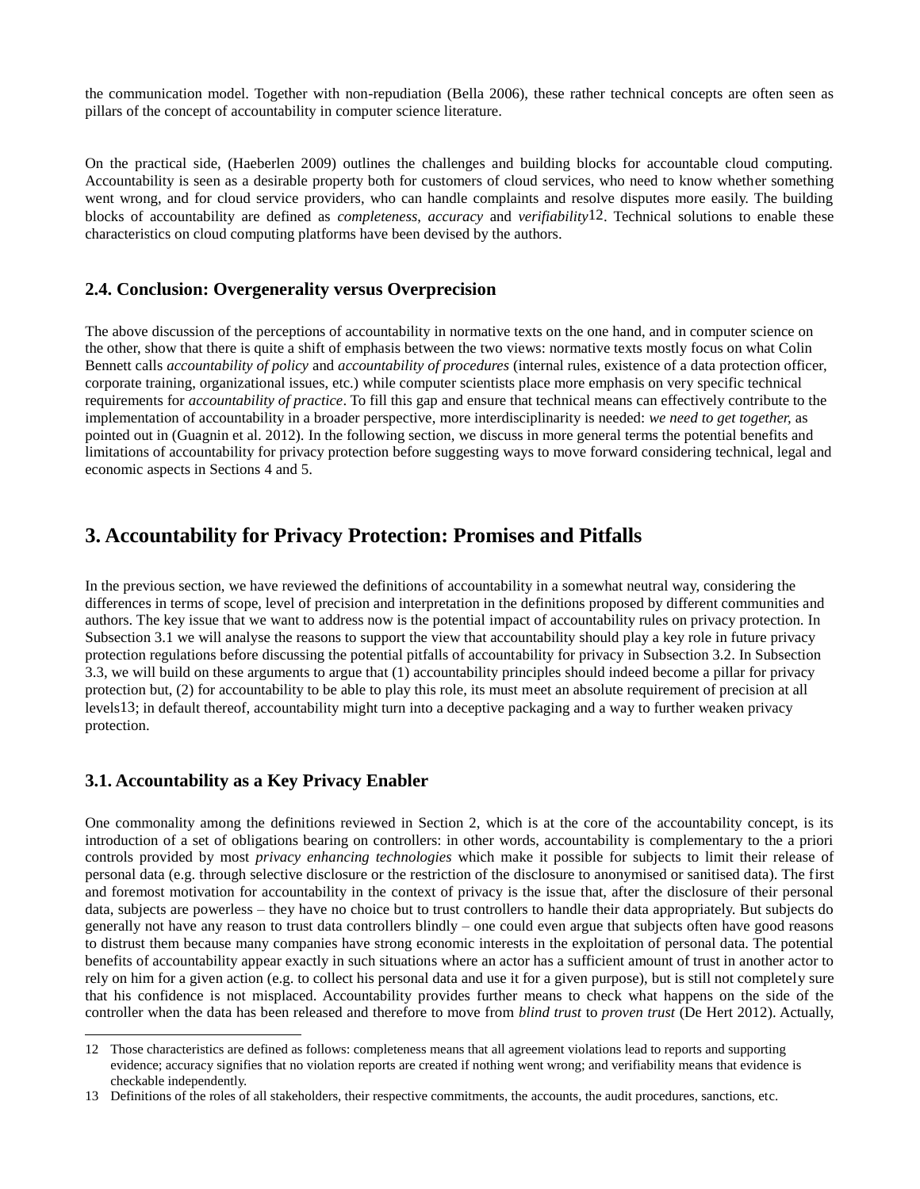the communication model. Together with non-repudiation (Bella 2006), these rather technical concepts are often seen as pillars of the concept of accountability in computer science literature.

On the practical side, (Haeberlen 2009) outlines the challenges and building blocks for accountable cloud computing. Accountability is seen as a desirable property both for customers of cloud services, who need to know whether something went wrong, and for cloud service providers, who can handle complaints and resolve disputes more easily. The building blocks of accountability are defined as *completeness*, *accuracy* and *verifiability*[12]. Technical solutions to enable these characteristics on cloud computing platforms have been devised by the authors.

### 2.4. Conclusion: Overgenerality versus Overprecision

The above discussion of the perceptions of accountability in normative texts on the one hand, and in computer science on the other, show that there is quite a shift of emphasis between the two views: normative texts mostly focus on what Colin Bennett calls *accountability of policy* and *accountability of procedures* (internal rules, existence of a data protection officer, corporate training, organizational issues, etc.) while computer scientists place more emphasis on very specific technical requirements for *accountability of practice*. To fill this gap and ensure that technical means can effectively contribute to the implementation of accountability in a broader perspective, more interdisciplinarity is needed: *we need to get together,* as pointed out in (Guagnin et al. 2012). In the following section, we discuss in more general terms the potential benefits and limitations of accountability for privacy protection before suggesting ways to move forward considering technical, legal and economic aspects in Sections 4 and 5.

## 3. Accountability for Privacy Protection: Promises and Pitfalls

In the previous section, we have reviewed the definitions of accountability in a somewhat neutral way, considering the differences in terms of scope, level of precision and interpretation in the definitions proposed by different communities and authors. The key issue that we want to address now is the potential impact of accountability rules on privacy protection. In Subsection 3.1 we will analyse the reasons to support the view that accountability should play a key role in future privacy protection regulations before discussing the potential pitfalls of accountability for privacy in Subsection 3.2. In Subsection 3.3, we will build on these arguments to argue that (1) accountability principles should indeed become a pillar for privacy protection but, (2) for accountability to be able to play this role, its must meet an absolute requirement of precision at all levels[13]; in default thereof, accountability might turn into a deceptive packaging and a way to further weaken privacy protection.

### 3.1. Accountability as a Key Privacy Enabler

One commonality among the definitions reviewed in Section 2, which is at the core of the accountability concept, is its introduction of a set of obligations bearing on controllers: in other words, accountability is complementary to the a priori controls provided by most *privacy enhancing technologies* which make it possible for subjects to limit their release of personal data (e.g. through selective disclosure or the restriction of the disclosure to anonymised or sanitised data). The first and foremost motivation for accountability in the context of privacy is the issue that, after the disclosure of their personal data, subjects are powerless – they have no choice but to trust controllers to handle their data appropriately. But subjects do generally not have any reason to trust data controllers blindly – one could even argue that subjects often have good reasons to distrust them because many companies have strong economic interests in the exploitation of personal data. The potential benefits of accountability appear exactly in such situations where an actor has a sufficient amount of trust in another actor to rely on him for a given action (e.g. to collect his personal data and use it for a given purpose), but is still not completely sure that his confidence is not misplaced. Accountability provides further means to check what happens on the side of the controller when the data has been released and therefore to move from *blind trust* to *proven trust* (De Hert 2012). Actually,

12 Those characteristics are defined as follows: completeness means that all agreement violations lead to reports and supporting evidence; accuracy signifies that no violation reports are created if nothing went wrong; and verifiability means that evidence is checkable independently.

13 Definitions of the roles of all stakeholders, their respective commitments, the accounts, the audit procedures, sanctions, etc.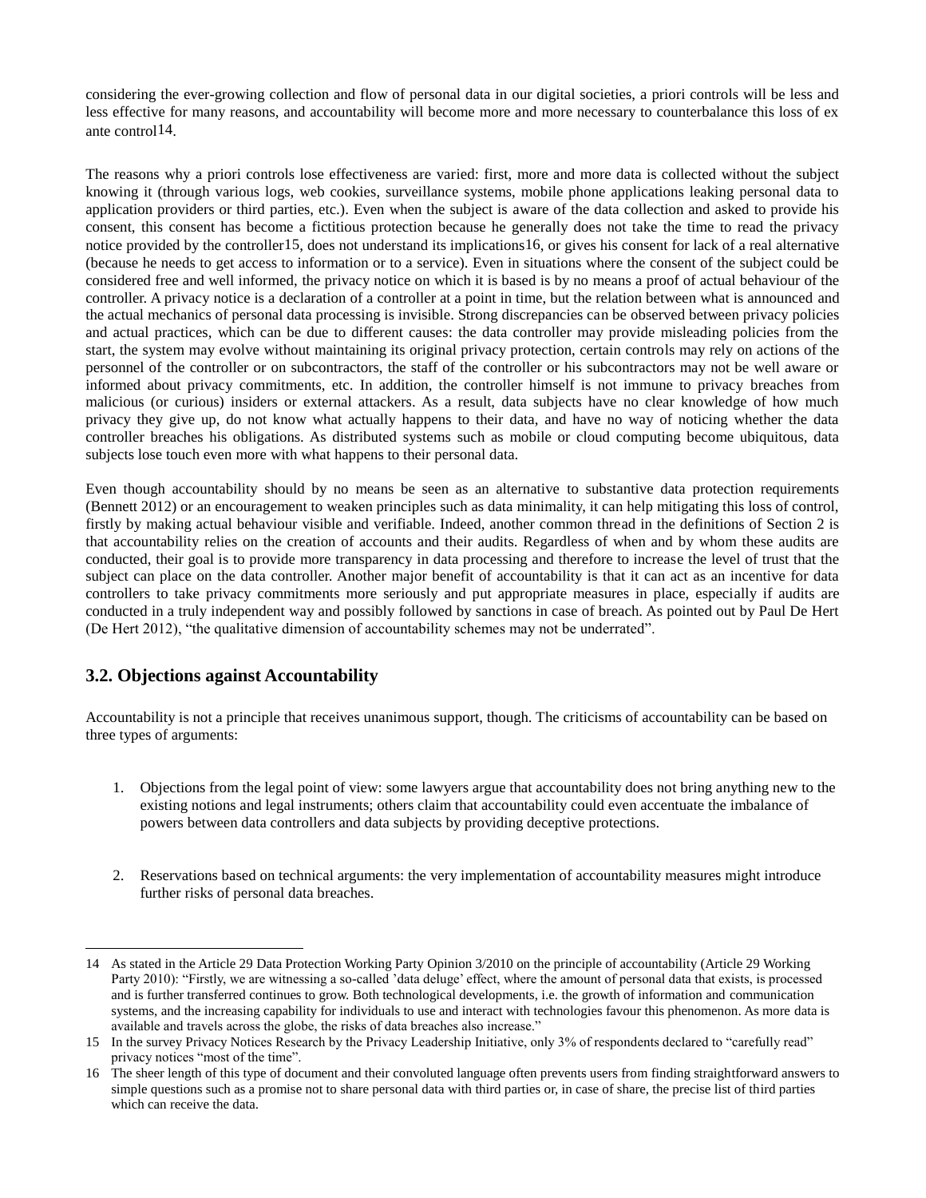considering the ever-growing collection and flow of personal data in our digital societies, a priori controls will be less and less effective for many reasons, and accountability will become more and more necessary to counterbalance this loss of ex ante control[14].

The reasons why a priori controls lose effectiveness are varied: first, more and more data is collected without the subject knowing it (through various logs, web cookies, surveillance systems, mobile phone applications leaking personal data to application providers or third parties, etc.). Even when the subject is aware of the data collection and asked to provide his consent, this consent has become a fictitious protection because he generally does not take the time to read the privacy notice provided by the controller[15], does not understand its implications[16], or gives his consent for lack of a real alternative (because he needs to get access to information or to a service). Even in situations where the consent of the subject could be considered free and well informed, the privacy notice on which it is based is by no means a proof of actual behaviour of the controller. A privacy notice is a declaration of a controller at a point in time, but the relation between what is announced and the actual mechanics of personal data processing is invisible. Strong discrepancies can be observed between privacy policies and actual practices, which can be due to different causes: the data controller may provide misleading policies from the start, the system may evolve without maintaining its original privacy protection, certain controls may rely on actions of the personnel of the controller or on subcontractors, the staff of the controller or his subcontractors may not be well aware or informed about privacy commitments, etc. In addition, the controller himself is not immune to privacy breaches from malicious (or curious) insiders or external attackers. As a result, data subjects have no clear knowledge of how much privacy they give up, do not know what actually happens to their data, and have no way of noticing whether the data controller breaches his obligations. As distributed systems such as mobile or cloud computing become ubiquitous, data subjects lose touch even more with what happens to their personal data.

Even though accountability should by no means be seen as an alternative to substantive data protection requirements (Bennett 2012) or an encouragement to weaken principles such as data minimality, it can help mitigating this loss of control, firstly by making actual behaviour visible and verifiable. Indeed, another common thread in the definitions of Section 2 is that accountability relies on the creation of accounts and their audits. Regardless of when and by whom these audits are conducted, their goal is to provide more transparency in data processing and therefore to increase the level of trust that the subject can place on the data controller. Another major benefit of accountability is that it can act as an incentive for data controllers to take privacy commitments more seriously and put appropriate measures in place, especially if audits are conducted in a truly independent way and possibly followed by sanctions in case of breach. As pointed out by Paul De Hert (De Hert 2012), "the qualitative dimension of accountability schemes may not be underrated".

### 3.2. Objections against Accountability

Accountability is not a principle that receives unanimous support, though. The criticisms of accountability can be based on three types of arguments:

1. Objections from the legal point of view: some lawyers argue that accountability does not bring anything new to the existing notions and legal instruments; others claim that accountability could even accentuate the imbalance of powers between data controllers and data subjects by providing deceptive protections.

2. Reservations based on technical arguments: the very implementation of accountability measures might introduce further risks of personal data breaches.

---

14 As stated in the Article 29 Data Protection Working Party Opinion 3/2010 on the principle of accountability (Article 29 Working Party 2010): "Firstly, we are witnessing a so-called 'data deluge' effect, where the amount of personal data that exists, is processed and is further transferred continues to grow. Both technological developments, i.e. the growth of information and communication systems, and the increasing capability for individuals to use and interact with technologies favour this phenomenon. As more data is available and travels across the globe, the risks of data breaches also increase."

15 In the survey Privacy Notices Research by the Privacy Leadership Initiative, only 3% of respondents declared to "carefully read" privacy notices "most of the time".

16 The sheer length of this type of document and their convoluted language often prevents users from finding straightforward answers to simple questions such as a promise not to share personal data with third parties or, in case of share, the precise list of third parties which can receive the data.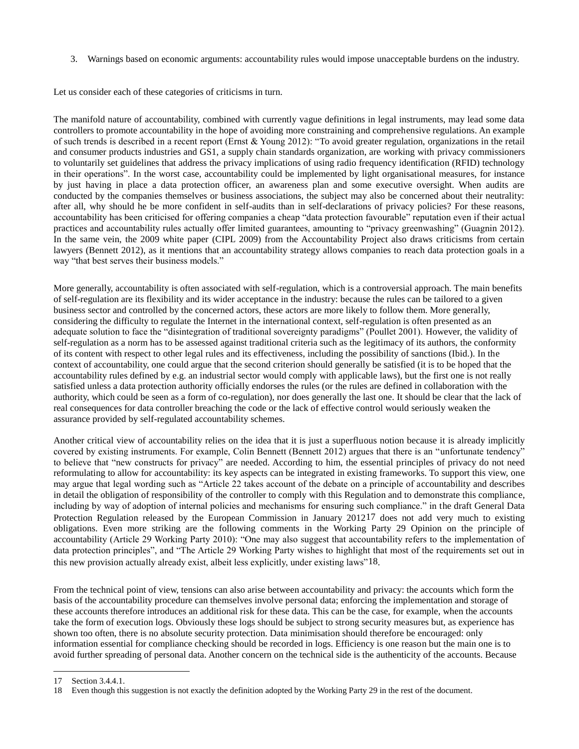3. Warnings based on economic arguments: accountability rules would impose unacceptable burdens on the industry.

Let us consider each of these categories of criticisms in turn.

The manifold nature of accountability, combined with currently vague definitions in legal instruments, may lead some data controllers to promote accountability in the hope of avoiding more constraining and comprehensive regulations. An example of such trends is described in a recent report (Ernst & Young 2012): "To avoid greater regulation, organizations in the retail and consumer products industries and GS1, a supply chain standards organization, are working with privacy commissioners to voluntarily set guidelines that address the privacy implications of using radio frequency identification (RFID) technology in their operations". In the worst case, accountability could be implemented by light organisational measures, for instance by just having in place a data protection officer, an awareness plan and some executive oversight. When audits are conducted by the companies themselves or business associations, the subject may also be concerned about their neutrality: after all, why should he be more confident in self-audits than in self-declarations of privacy policies? For these reasons, accountability has been criticised for offering companies a cheap "data protection favourable" reputation even if their actual practices and accountability rules actually offer limited guarantees, amounting to "privacy greenwashing" (Guagnin 2012). In the same vein, the 2009 white paper (CIPL 2009) from the Accountability Project also draws criticisms from certain lawyers (Bennett 2012), as it mentions that an accountability strategy allows companies to reach data protection goals in a way "that best serves their business models."

More generally, accountability is often associated with self-regulation, which is a controversial approach. The main benefits of self-regulation are its flexibility and its wider acceptance in the industry: because the rules can be tailored to a given business sector and controlled by the concerned actors, these actors are more likely to follow them. More generally, considering the difficulty to regulate the Internet in the international context, self-regulation is often presented as an adequate solution to face the "disintegration of traditional sovereignty paradigms" (Poullet 2001). However, the validity of self-regulation as a norm has to be assessed against traditional criteria such as the legitimacy of its authors, the conformity of its content with respect to other legal rules and its effectiveness, including the possibility of sanctions (Ibid.). In the context of accountability, one could argue that the second criterion should generally be satisfied (it is to be hoped that the accountability rules defined by e.g. an industrial sector would comply with applicable laws), but the first one is not really satisfied unless a data protection authority officially endorses the rules (or the rules are defined in collaboration with the authority, which could be seen as a form of co-regulation), nor does generally the last one. It should be clear that the lack of real consequences for data controller breaching the code or the lack of effective control would seriously weaken the assurance provided by self-regulated accountability schemes.

Another critical view of accountability relies on the idea that it is just a superfluous notion because it is already implicitly covered by existing instruments. For example, Colin Bennett (Bennett 2012) argues that there is an "unfortunate tendency" to believe that "new constructs for privacy" are needed. According to him, the essential principles of privacy do not need reformulating to allow for accountability: its key aspects can be integrated in existing frameworks. To support this view, one may argue that legal wording such as "Article 22 takes account of the debate on a principle of accountability and describes in detail the obligation of responsibility of the controller to comply with this Regulation and to demonstrate this compliance, including by way of adoption of internal policies and mechanisms for ensuring such compliance." in the draft General Data Protection Regulation released by the European Commission in January 2012[17] does not add very much to existing obligations. Even more striking are the following comments in the Working Party 29 Opinion on the principle of accountability (Article 29 Working Party 2010): "One may also suggest that accountability refers to the implementation of data protection principles", and "The Article 29 Working Party wishes to highlight that most of the requirements set out in this new provision actually already exist, albeit less explicitly, under existing laws"[18].

From the technical point of view, tensions can also arise between accountability and privacy: the accounts which form the basis of the accountability procedure can themselves involve personal data; enforcing the implementation and storage of these accounts therefore introduces an additional risk for these data. This can be the case, for example, when the accounts take the form of execution logs. Obviously these logs should be subject to strong security measures but, as experience has shown too often, there is no absolute security protection. Data minimisation should therefore be encouraged: only information essential for compliance checking should be recorded in logs. Efficiency is one reason but the main one is to avoid further spreading of personal data. Another concern on the technical side is the authenticity of the accounts. Because

17 Section 3.4.4.1.

18 Even though this suggestion is not exactly the definition adopted by the Working Party 29 in the rest of the document.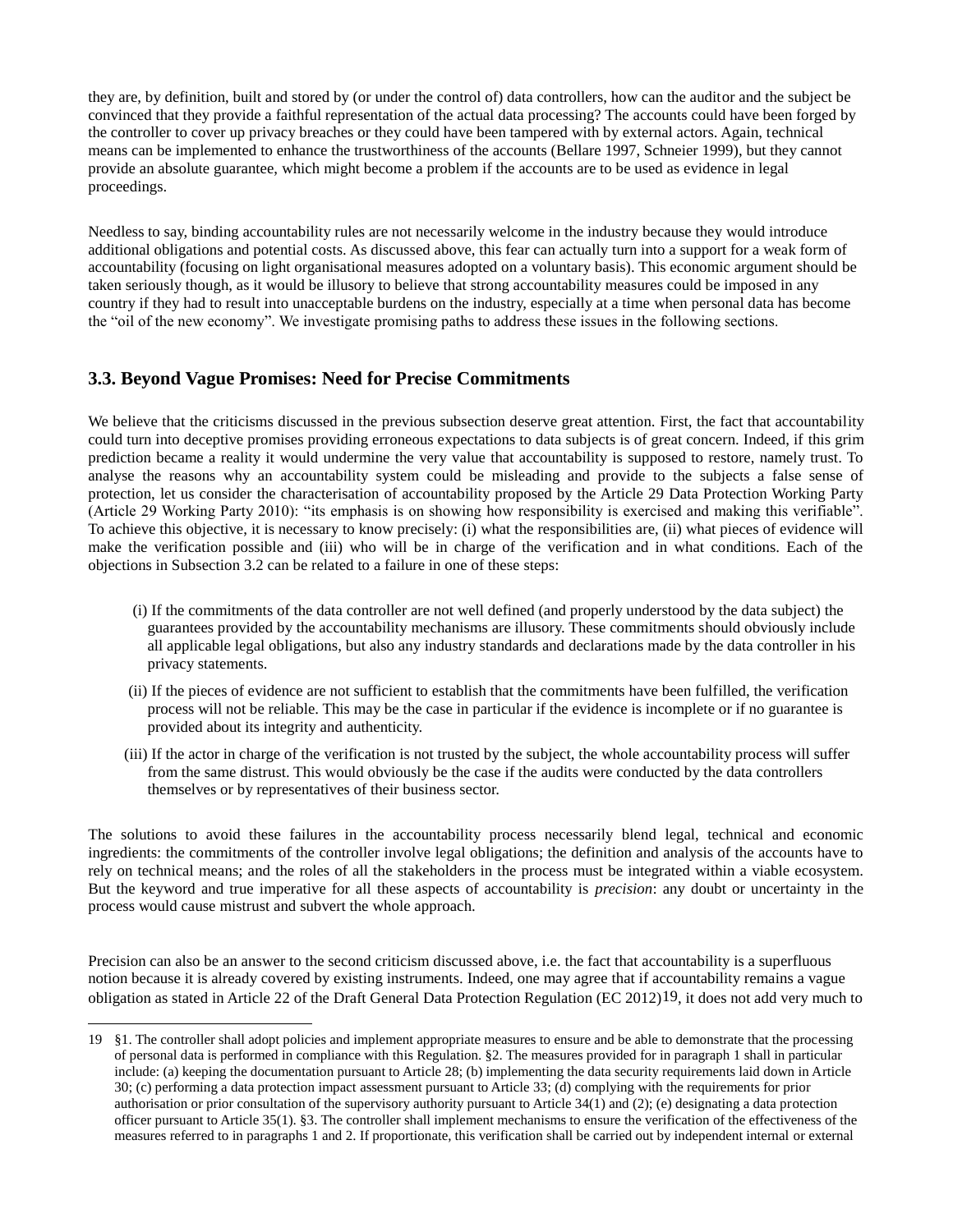they are, by definition, built and stored by (or under the control of) data controllers, how can the auditor and the subject be convinced that they provide a faithful representation of the actual data processing? The accounts could have been forged by the controller to cover up privacy breaches or they could have been tampered with by external actors. Again, technical means can be implemented to enhance the trustworthiness of the accounts (Bellare 1997, Schneier 1999), but they cannot provide an absolute guarantee, which might become a problem if the accounts are to be used as evidence in legal proceedings.

Needless to say, binding accountability rules are not necessarily welcome in the industry because they would introduce additional obligations and potential costs. As discussed above, this fear can actually turn into a support for a weak form of accountability (focusing on light organisational measures adopted on a voluntary basis). This economic argument should be taken seriously though, as it would be illusory to believe that strong accountability measures could be imposed in any country if they had to result into unacceptable burdens on the industry, especially at a time when personal data has become the "oil of the new economy". We investigate promising paths to address these issues in the following sections.

## 3.3. Beyond Vague Promises: Need for Precise Commitments

We believe that the criticisms discussed in the previous subsection deserve great attention. First, the fact that accountability could turn into deceptive promises providing erroneous expectations to data subjects is of great concern. Indeed, if this grim prediction became a reality it would undermine the very value that accountability is supposed to restore, namely trust. To analyse the reasons why an accountability system could be misleading and provide to the subjects a false sense of protection, let us consider the characterisation of accountability proposed by the Article 29 Data Protection Working Party (Article 29 Working Party 2010): "its emphasis is on showing how responsibility is exercised and making this verifiable". To achieve this objective, it is necessary to know precisely: (i) what the responsibilities are, (ii) what pieces of evidence will make the verification possible and (iii) who will be in charge of the verification and in what conditions. Each of the objections in Subsection 3.2 can be related to a failure in one of these steps:

(i) If the commitments of the data controller are not well defined (and properly understood by the data subject) the guarantees provided by the accountability mechanisms are illusory. These commitments should obviously include all applicable legal obligations, but also any industry standards and declarations made by the data controller in his privacy statements.

(ii) If the pieces of evidence are not sufficient to establish that the commitments have been fulfilled, the verification process will not be reliable. This may be the case in particular if the evidence is incomplete or if no guarantee is provided about its integrity and authenticity.

(iii) If the actor in charge of the verification is not trusted by the subject, the whole accountability process will suffer from the same distrust. This would obviously be the case if the audits were conducted by the data controllers themselves or by representatives of their business sector.

The solutions to avoid these failures in the accountability process necessarily blend legal, technical and economic ingredients: the commitments of the controller involve legal obligations; the definition and analysis of the accounts have to rely on technical means; and the roles of all the stakeholders in the process must be integrated within a viable ecosystem. But the keyword and true imperative for all these aspects of accountability is *precision*: any doubt or uncertainty in the process would cause mistrust and subvert the whole approach.

Precision can also be an answer to the second criticism discussed above, i.e. the fact that accountability is a superfluous notion because it is already covered by existing instruments. Indeed, one may agree that if accountability remains a vague obligation as stated in Article 22 of the Draft General Data Protection Regulation (EC 2012)[19], it does not add very much to

19 §1. The controller shall adopt policies and implement appropriate measures to ensure and be able to demonstrate that the processing of personal data is performed in compliance with this Regulation. §2. The measures provided for in paragraph 1 shall in particular include: (a) keeping the documentation pursuant to Article 28; (b) implementing the data security requirements laid down in Article 30; (c) performing a data protection impact assessment pursuant to Article 33; (d) complying with the requirements for prior authorisation or prior consultation of the supervisory authority pursuant to Article 34(1) and (2); (e) designating a data protection officer pursuant to Article 35(1). §3. The controller shall implement mechanisms to ensure the verification of the effectiveness of the measures referred to in paragraphs 1 and 2. If proportionate, this verification shall be carried out by independent internal or external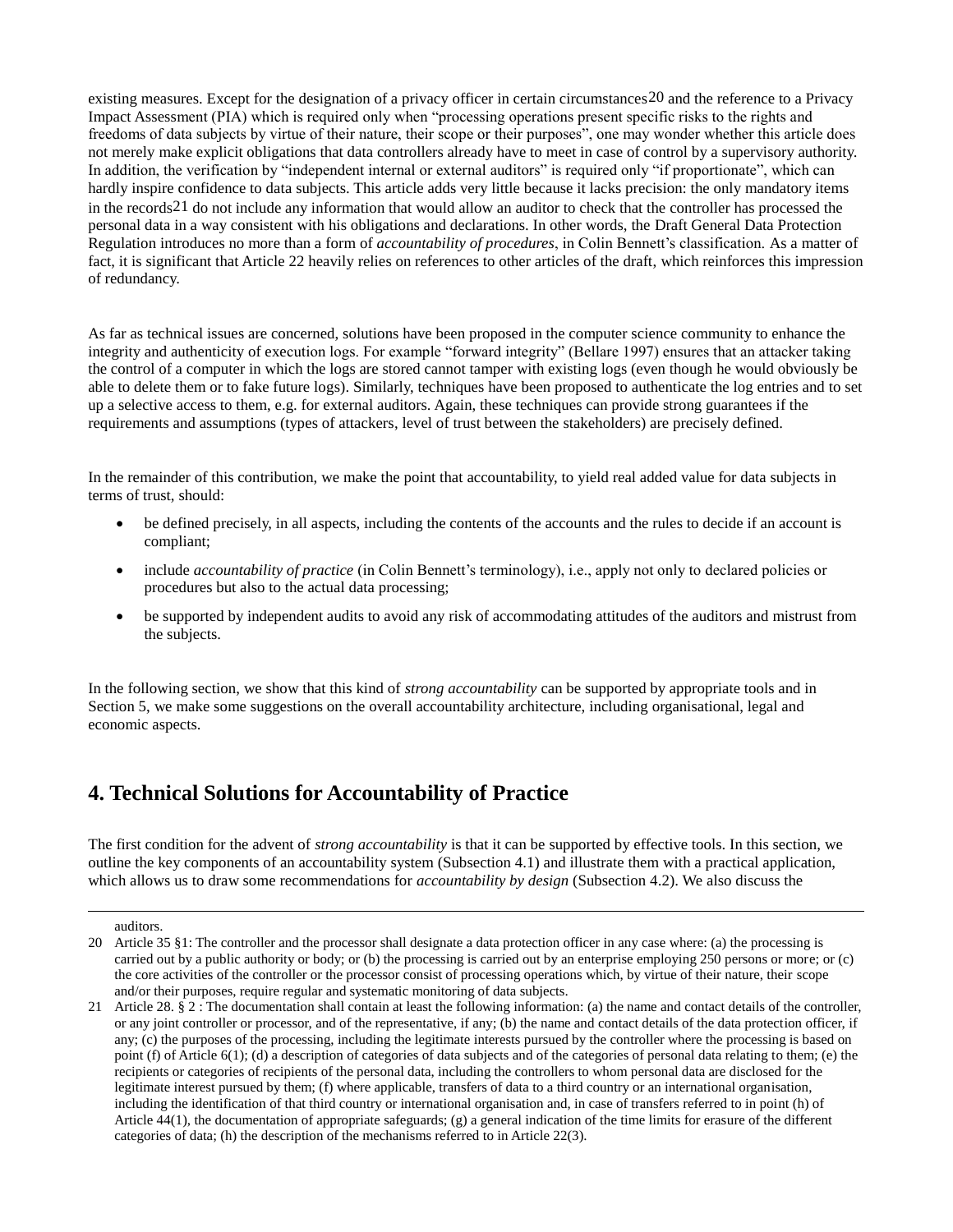existing measures. Except for the designation of a privacy officer in certain circumstances[20] and the reference to a Privacy Impact Assessment (PIA) which is required only when "processing operations present specific risks to the rights and freedoms of data subjects by virtue of their nature, their scope or their purposes", one may wonder whether this article does not merely make explicit obligations that data controllers already have to meet in case of control by a supervisory authority. In addition, the verification by "independent internal or external auditors" is required only "if proportionate", which can hardly inspire confidence to data subjects. This article adds very little because it lacks precision: the only mandatory items in the records[21] do not include any information that would allow an auditor to check that the controller has processed the personal data in a way consistent with his obligations and declarations. In other words, the Draft General Data Protection Regulation introduces no more than a form of *accountability of procedures*, in Colin Bennett's classification. As a matter of fact, it is significant that Article 22 heavily relies on references to other articles of the draft, which reinforces this impression of redundancy.

As far as technical issues are concerned, solutions have been proposed in the computer science community to enhance the integrity and authenticity of execution logs. For example "forward integrity" (Bellare 1997) ensures that an attacker taking the control of a computer in which the logs are stored cannot tamper with existing logs (even though he would obviously be able to delete them or to fake future logs). Similarly, techniques have been proposed to authenticate the log entries and to set up a selective access to them, e.g. for external auditors. Again, these techniques can provide strong guarantees if the requirements and assumptions (types of attackers, level of trust between the stakeholders) are precisely defined.

In the remainder of this contribution, we make the point that accountability, to yield real added value for data subjects in terms of trust, should:

- be defined precisely, in all aspects, including the contents of the accounts and the rules to decide if an account is compliant;
- include *accountability of practice* (in Colin Bennett's terminology), i.e., apply not only to declared policies or procedures but also to the actual data processing;
- be supported by independent audits to avoid any risk of accommodating attitudes of the auditors and mistrust from the subjects.

In the following section, we show that this kind of *strong accountability* can be supported by appropriate tools and in Section 5, we make some suggestions on the overall accountability architecture, including organisational, legal and economic aspects.

## 4. Technical Solutions for Accountability of Practice

The first condition for the advent of *strong accountability* is that it can be supported by effective tools. In this section, we outline the key components of an accountability system (Subsection 4.1) and illustrate them with a practical application, which allows us to draw some recommendations for *accountability by design* (Subsection 4.2). We also discuss the

---

auditors.

20 Article 35 §1: The controller and the processor shall designate a data protection officer in any case where: (a) the processing is carried out by a public authority or body; or (b) the processing is carried out by an enterprise employing 250 persons or more; or (c) the core activities of the controller or the processor consist of processing operations which, by virtue of their nature, their scope and/or their purposes, require regular and systematic monitoring of data subjects.

21 Article 28. § 2 : The documentation shall contain at least the following information: (a) the name and contact details of the controller, or any joint controller or processor, and of the representative, if any; (b) the name and contact details of the data protection officer, if any; (c) the purposes of the processing, including the legitimate interests pursued by the controller where the processing is based on point (f) of Article 6(1); (d) a description of categories of data subjects and of the categories of personal data relating to them; (e) the recipients or categories of recipients of the personal data, including the controllers to whom personal data are disclosed for the legitimate interest pursued by them; (f) where applicable, transfers of data to a third country or an international organisation, including the identification of that third country or international organisation and, in case of transfers referred to in point (h) of Article 44(1), the documentation of appropriate safeguards; (g) a general indication of the time limits for erasure of the different categories of data; (h) the description of the mechanisms referred to in Article 22(3).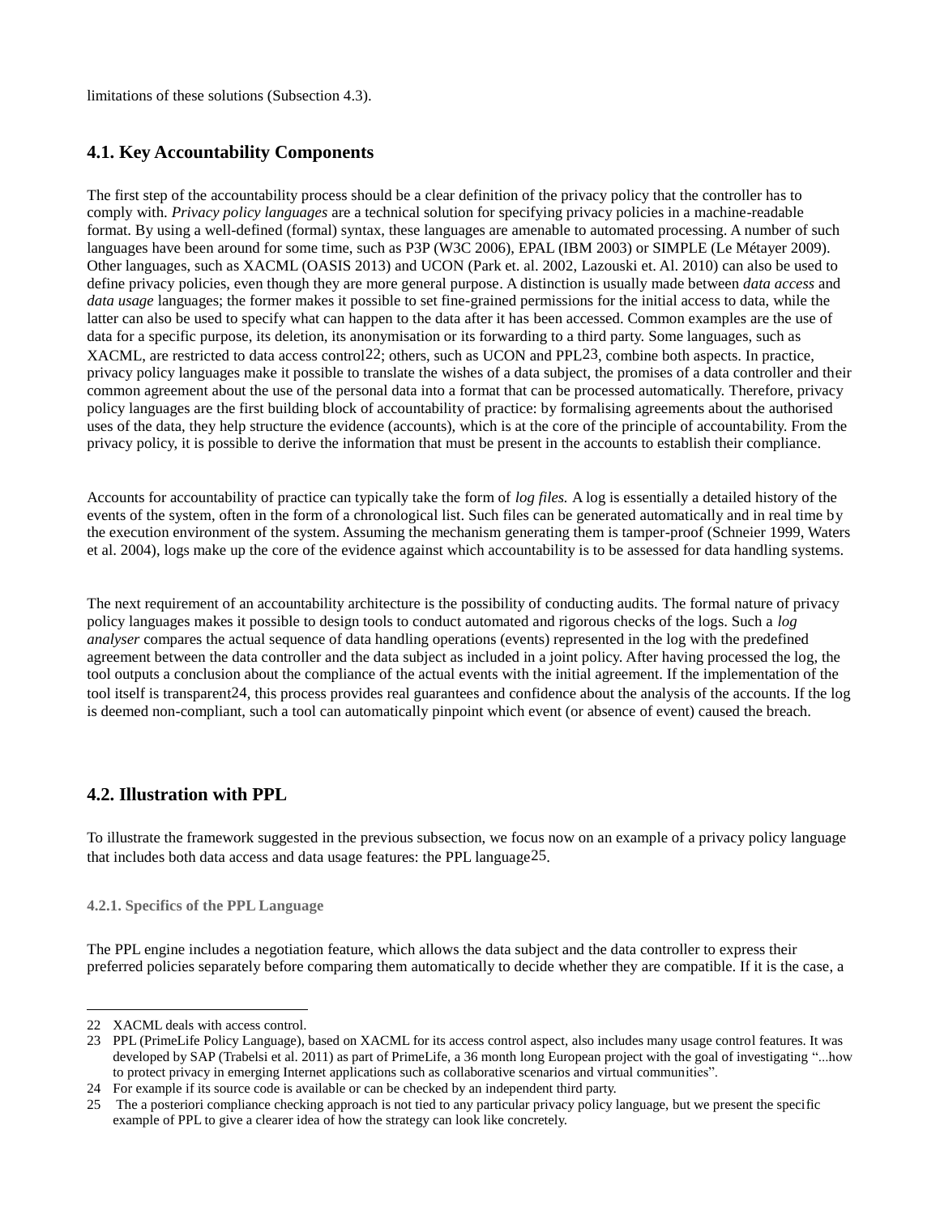limitations of these solutions (Subsection 4.3).

## 4.1. Key Accountability Components

The first step of the accountability process should be a clear definition of the privacy policy that the controller has to comply with. *Privacy policy languages* are a technical solution for specifying privacy policies in a machine-readable format. By using a well-defined (formal) syntax, these languages are amenable to automated processing. A number of such languages have been around for some time, such as P3P (W3C 2006), EPAL (IBM 2003) or SIMPLE (Le Métayer 2009). Other languages, such as XACML (OASIS 2013) and UCON (Park et. al. 2002, Lazouski et. Al. 2010) can also be used to define privacy policies, even though they are more general purpose. A distinction is usually made between *data access* and *data usage* languages; the former makes it possible to set fine-grained permissions for the initial access to data, while the latter can also be used to specify what can happen to the data after it has been accessed. Common examples are the use of data for a specific purpose, its deletion, its anonymisation or its forwarding to a third party. Some languages, such as XACML, are restricted to data access control[22]; others, such as UCON and PPL[23], combine both aspects. In practice, privacy policy languages make it possible to translate the wishes of a data subject, the promises of a data controller and their common agreement about the use of the personal data into a format that can be processed automatically. Therefore, privacy policy languages are the first building block of accountability of practice: by formalising agreements about the authorised uses of the data, they help structure the evidence (accounts), which is at the core of the principle of accountability. From the privacy policy, it is possible to derive the information that must be present in the accounts to establish their compliance.

Accounts for accountability of practice can typically take the form of *log files.* A log is essentially a detailed history of the events of the system, often in the form of a chronological list. Such files can be generated automatically and in real time by the execution environment of the system. Assuming the mechanism generating them is tamper-proof (Schneier 1999, Waters et al. 2004), logs make up the core of the evidence against which accountability is to be assessed for data handling systems.

The next requirement of an accountability architecture is the possibility of conducting audits. The formal nature of privacy policy languages makes it possible to design tools to conduct automated and rigorous checks of the logs. Such a *log analyser* compares the actual sequence of data handling operations (events) represented in the log with the predefined agreement between the data controller and the data subject as included in a joint policy. After having processed the log, the tool outputs a conclusion about the compliance of the actual events with the initial agreement. If the implementation of the tool itself is transparent[24], this process provides real guarantees and confidence about the analysis of the accounts. If the log is deemed non-compliant, such a tool can automatically pinpoint which event (or absence of event) caused the breach.

## 4.2. Illustration with PPL

To illustrate the framework suggested in the previous subsection, we focus now on an example of a privacy policy language that includes both data access and data usage features: the PPL language[25].

### 4.2.1. Specifics of the PPL Language

The PPL engine includes a negotiation feature, which allows the data subject and the data controller to express their preferred policies separately before comparing them automatically to decide whether they are compatible. If it is the case, a

---

22 XACML deals with access control.

23 PPL (PrimeLife Policy Language), based on XACML for its access control aspect, also includes many usage control features. It was developed by SAP (Trabelsi et al. 2011) as part of PrimeLife, a 36 month long European project with the goal of investigating "...how to protect privacy in emerging Internet applications such as collaborative scenarios and virtual communities".

24 For example if its source code is available or can be checked by an independent third party.

25 The a posteriori compliance checking approach is not tied to any particular privacy policy language, but we present the specific example of PPL to give a clearer idea of how the strategy can look like concretely.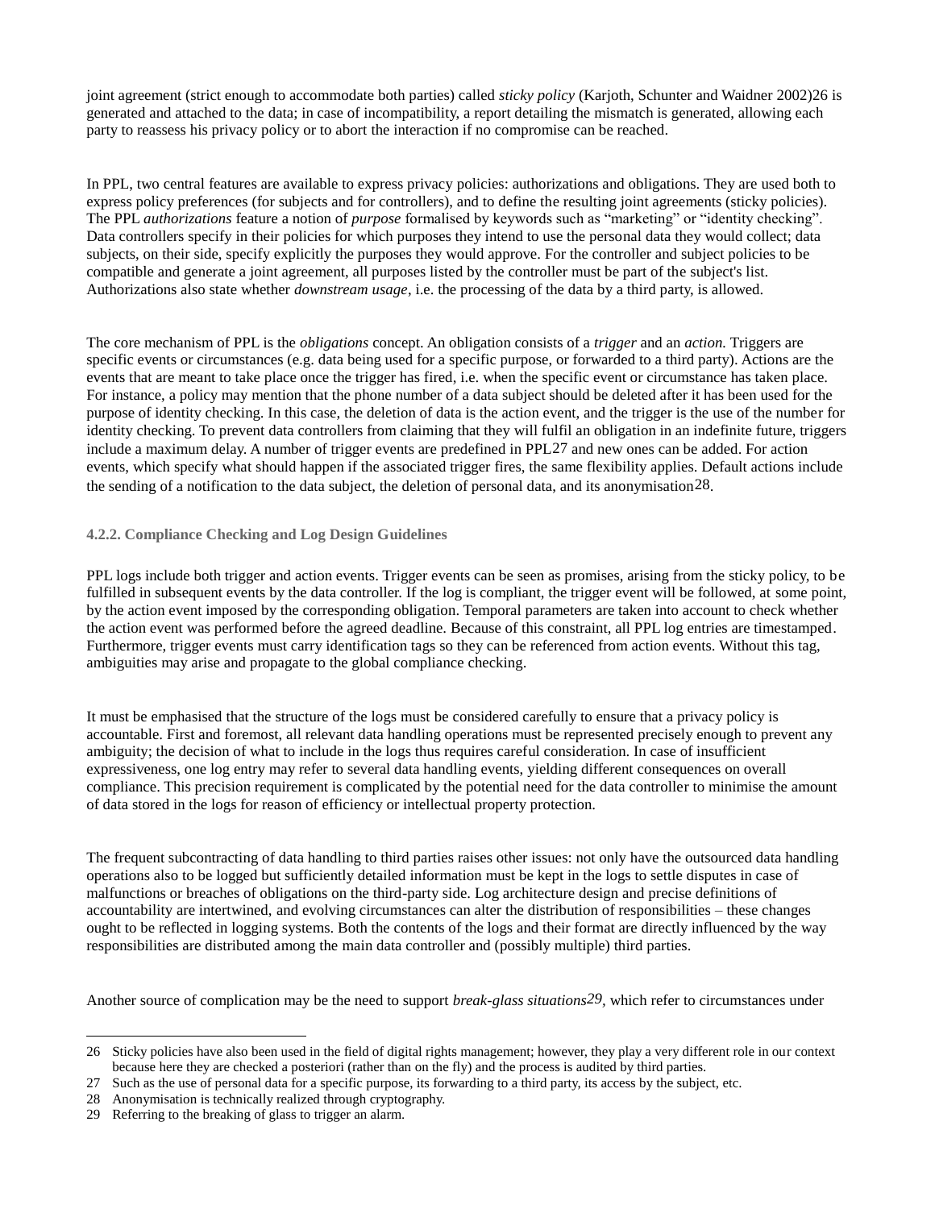joint agreement (strict enough to accommodate both parties) called *sticky policy* (Karjoth, Schunter and Waidner 2002)[26] is generated and attached to the data; in case of incompatibility, a report detailing the mismatch is generated, allowing each party to reassess his privacy policy or to abort the interaction if no compromise can be reached.

In PPL, two central features are available to express privacy policies: authorizations and obligations. They are used both to express policy preferences (for subjects and for controllers), and to define the resulting joint agreements (sticky policies). The PPL *authorizations* feature a notion of *purpose* formalised by keywords such as "marketing" or "identity checking". Data controllers specify in their policies for which purposes they intend to use the personal data they would collect; data subjects, on their side, specify explicitly the purposes they would approve. For the controller and subject policies to be compatible and generate a joint agreement, all purposes listed by the controller must be part of the subject's list. Authorizations also state whether *downstream usage*, i.e. the processing of the data by a third party, is allowed.

The core mechanism of PPL is the *obligations* concept. An obligation consists of a *trigger* and an *action.* Triggers are specific events or circumstances (e.g. data being used for a specific purpose, or forwarded to a third party). Actions are the events that are meant to take place once the trigger has fired, i.e. when the specific event or circumstance has taken place. For instance, a policy may mention that the phone number of a data subject should be deleted after it has been used for the purpose of identity checking. In this case, the deletion of data is the action event, and the trigger is the use of the number for identity checking. To prevent data controllers from claiming that they will fulfil an obligation in an indefinite future, triggers include a maximum delay. A number of trigger events are predefined in PPL[27] and new ones can be added. For action events, which specify what should happen if the associated trigger fires, the same flexibility applies. Default actions include the sending of a notification to the data subject, the deletion of personal data, and its anonymisation[28].

#### 4.2.2. Compliance Checking and Log Design Guidelines

PPL logs include both trigger and action events. Trigger events can be seen as promises, arising from the sticky policy, to be fulfilled in subsequent events by the data controller. If the log is compliant, the trigger event will be followed, at some point, by the action event imposed by the corresponding obligation. Temporal parameters are taken into account to check whether the action event was performed before the agreed deadline. Because of this constraint, all PPL log entries are timestamped. Furthermore, trigger events must carry identification tags so they can be referenced from action events. Without this tag, ambiguities may arise and propagate to the global compliance checking.

It must be emphasised that the structure of the logs must be considered carefully to ensure that a privacy policy is accountable. First and foremost, all relevant data handling operations must be represented precisely enough to prevent any ambiguity; the decision of what to include in the logs thus requires careful consideration. In case of insufficient expressiveness, one log entry may refer to several data handling events, yielding different consequences on overall compliance. This precision requirement is complicated by the potential need for the data controller to minimise the amount of data stored in the logs for reason of efficiency or intellectual property protection.

The frequent subcontracting of data handling to third parties raises other issues: not only have the outsourced data handling operations also to be logged but sufficiently detailed information must be kept in the logs to settle disputes in case of malfunctions or breaches of obligations on the third-party side. Log architecture design and precise definitions of accountability are intertwined, and evolving circumstances can alter the distribution of responsibilities – these changes ought to be reflected in logging systems. Both the contents of the logs and their format are directly influenced by the way responsibilities are distributed among the main data controller and (possibly multiple) third parties.

Another source of complication may be the need to support *break-glass situations*[29], which refer to circumstances under

---

26 Sticky policies have also been used in the field of digital rights management; however, they play a very different role in our context because here they are checked a posteriori (rather than on the fly) and the process is audited by third parties.

27 Such as the use of personal data for a specific purpose, its forwarding to a third party, its access by the subject, etc.

28 Anonymisation is technically realized through cryptography.

29 Referring to the breaking of glass to trigger an alarm.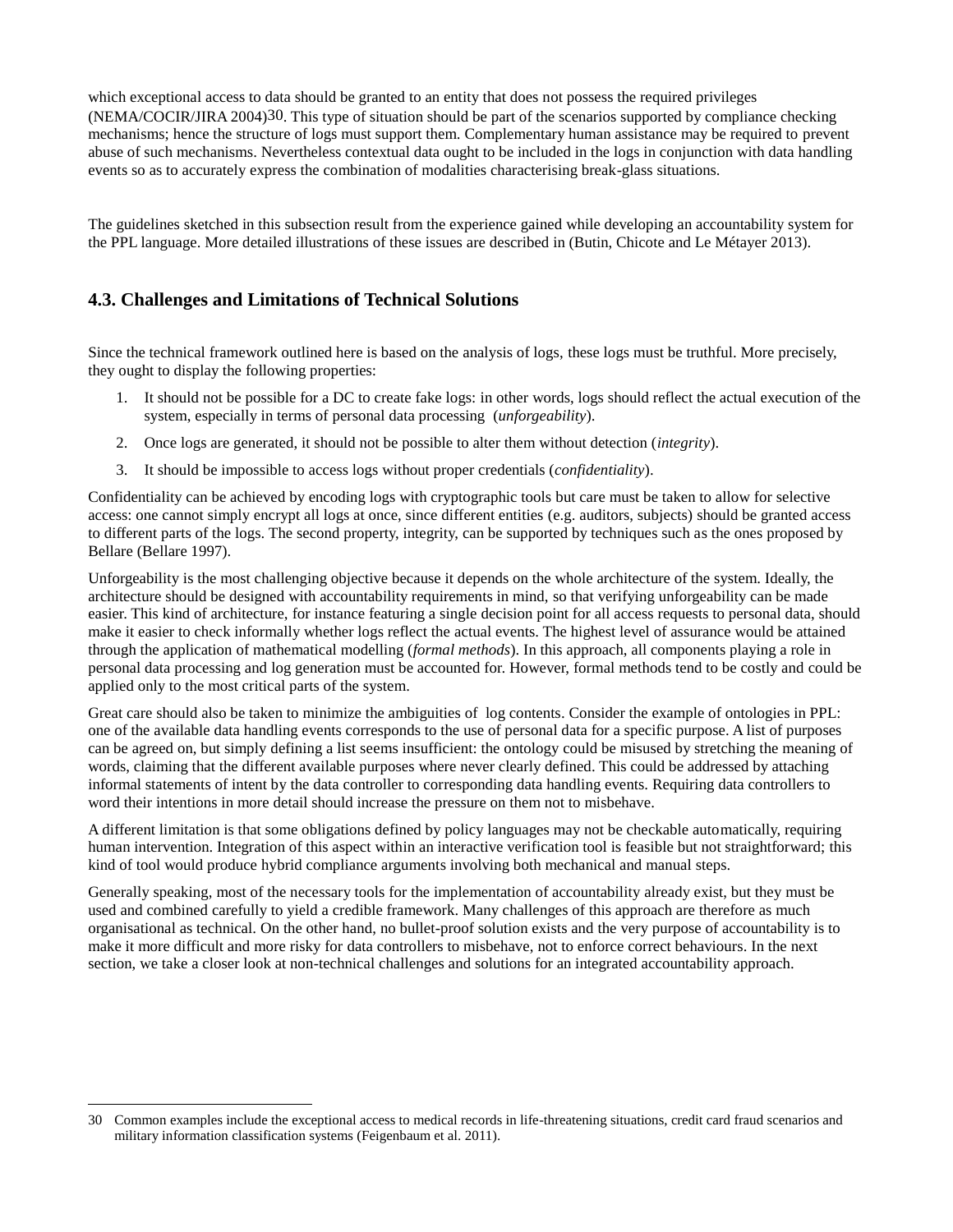which exceptional access to data should be granted to an entity that does not possess the required privileges (NEMA/COCIR/JIRA 2004)[30]. This type of situation should be part of the scenarios supported by compliance checking mechanisms; hence the structure of logs must support them. Complementary human assistance may be required to prevent abuse of such mechanisms. Nevertheless contextual data ought to be included in the logs in conjunction with data handling events so as to accurately express the combination of modalities characterising break-glass situations.

The guidelines sketched in this subsection result from the experience gained while developing an accountability system for the PPL language. More detailed illustrations of these issues are described in (Butin, Chicote and Le Métayer 2013).

## 4.3. Challenges and Limitations of Technical Solutions

Since the technical framework outlined here is based on the analysis of logs, these logs must be truthful. More precisely, they ought to display the following properties:

1. It should not be possible for a DC to create fake logs: in other words, logs should reflect the actual execution of the system, especially in terms of personal data processing (*unforgeability*).
2. Once logs are generated, it should not be possible to alter them without detection (*integrity*).
3. It should be impossible to access logs without proper credentials (*confidentiality*).

Confidentiality can be achieved by encoding logs with cryptographic tools but care must be taken to allow for selective access: one cannot simply encrypt all logs at once, since different entities (e.g. auditors, subjects) should be granted access to different parts of the logs. The second property, integrity, can be supported by techniques such as the ones proposed by Bellare (Bellare 1997).

Unforgeability is the most challenging objective because it depends on the whole architecture of the system. Ideally, the architecture should be designed with accountability requirements in mind, so that verifying unforgeability can be made easier. This kind of architecture, for instance featuring a single decision point for all access requests to personal data, should make it easier to check informally whether logs reflect the actual events. The highest level of assurance would be attained through the application of mathematical modelling (*formal methods*). In this approach, all components playing a role in personal data processing and log generation must be accounted for. However, formal methods tend to be costly and could be applied only to the most critical parts of the system.

Great care should also be taken to minimize the ambiguities of log contents. Consider the example of ontologies in PPL: one of the available data handling events corresponds to the use of personal data for a specific purpose. A list of purposes can be agreed on, but simply defining a list seems insufficient: the ontology could be misused by stretching the meaning of words, claiming that the different available purposes where never clearly defined. This could be addressed by attaching informal statements of intent by the data controller to corresponding data handling events. Requiring data controllers to word their intentions in more detail should increase the pressure on them not to misbehave.

A different limitation is that some obligations defined by policy languages may not be checkable automatically, requiring human intervention. Integration of this aspect within an interactive verification tool is feasible but not straightforward; this kind of tool would produce hybrid compliance arguments involving both mechanical and manual steps.

Generally speaking, most of the necessary tools for the implementation of accountability already exist, but they must be used and combined carefully to yield a credible framework. Many challenges of this approach are therefore as much organisational as technical. On the other hand, no bullet-proof solution exists and the very purpose of accountability is to make it more difficult and more risky for data controllers to misbehave, not to enforce correct behaviours. In the next section, we take a closer look at non-technical challenges and solutions for an integrated accountability approach.

---

30 Common examples include the exceptional access to medical records in life-threatening situations, credit card fraud scenarios and military information classification systems (Feigenbaum et al. 2011).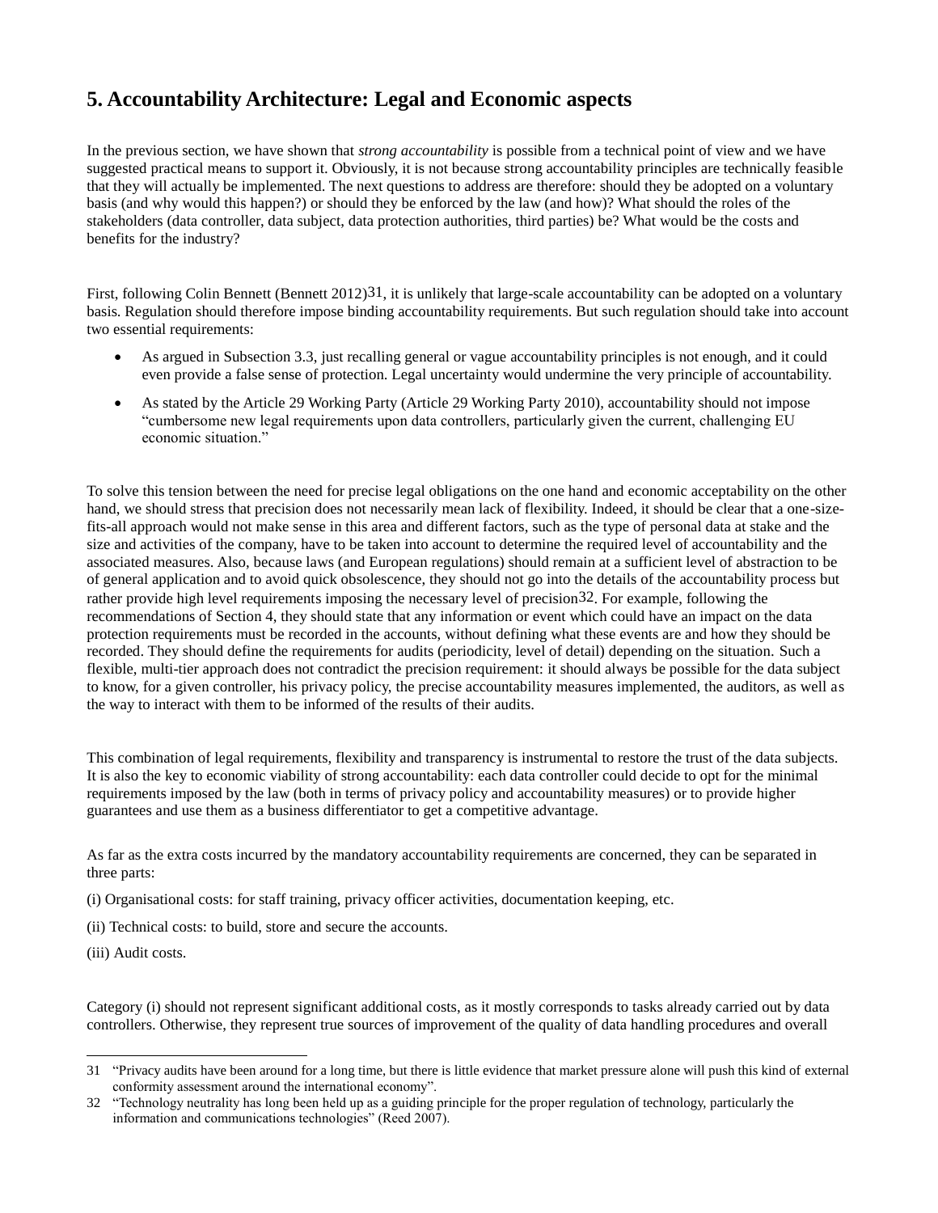## 5. Accountability Architecture: Legal and Economic aspects

In the previous section, we have shown that *strong accountability* is possible from a technical point of view and we have suggested practical means to support it. Obviously, it is not because strong accountability principles are technically feasible that they will actually be implemented. The next questions to address are therefore: should they be adopted on a voluntary basis (and why would this happen?) or should they be enforced by the law (and how)? What should the roles of the stakeholders (data controller, data subject, data protection authorities, third parties) be? What would be the costs and benefits for the industry?

First, following Colin Bennett (Bennett 2012)[31], it is unlikely that large-scale accountability can be adopted on a voluntary basis. Regulation should therefore impose binding accountability requirements. But such regulation should take into account two essential requirements:

- As argued in Subsection 3.3, just recalling general or vague accountability principles is not enough, and it could even provide a false sense of protection. Legal uncertainty would undermine the very principle of accountability.
- As stated by the Article 29 Working Party (Article 29 Working Party 2010), accountability should not impose "cumbersome new legal requirements upon data controllers, particularly given the current, challenging EU economic situation."

To solve this tension between the need for precise legal obligations on the one hand and economic acceptability on the other hand, we should stress that precision does not necessarily mean lack of flexibility. Indeed, it should be clear that a one-size-fits-all approach would not make sense in this area and different factors, such as the type of personal data at stake and the size and activities of the company, have to be taken into account to determine the required level of accountability and the associated measures. Also, because laws (and European regulations) should remain at a sufficient level of abstraction to be of general application and to avoid quick obsolescence, they should not go into the details of the accountability process but rather provide high level requirements imposing the necessary level of precision[32]. For example, following the recommendations of Section 4, they should state that any information or event which could have an impact on the data protection requirements must be recorded in the accounts, without defining what these events are and how they should be recorded. They should define the requirements for audits (periodicity, level of detail) depending on the situation. Such a flexible, multi-tier approach does not contradict the precision requirement: it should always be possible for the data subject to know, for a given controller, his privacy policy, the precise accountability measures implemented, the auditors, as well as the way to interact with them to be informed of the results of their audits.

This combination of legal requirements, flexibility and transparency is instrumental to restore the trust of the data subjects. It is also the key to economic viability of strong accountability: each data controller could decide to opt for the minimal requirements imposed by the law (both in terms of privacy policy and accountability measures) or to provide higher guarantees and use them as a business differentiator to get a competitive advantage.

As far as the extra costs incurred by the mandatory accountability requirements are concerned, they can be separated in three parts:

(i) Organisational costs: for staff training, privacy officer activities, documentation keeping, etc.

(ii) Technical costs: to build, store and secure the accounts.

(iii) Audit costs.

Category (i) should not represent significant additional costs, as it mostly corresponds to tasks already carried out by data controllers. Otherwise, they represent true sources of improvement of the quality of data handling procedures and overall

---

31 "Privacy audits have been around for a long time, but there is little evidence that market pressure alone will push this kind of external conformity assessment around the international economy".

32 "Technology neutrality has long been held up as a guiding principle for the proper regulation of technology, particularly the information and communications technologies" (Reed 2007).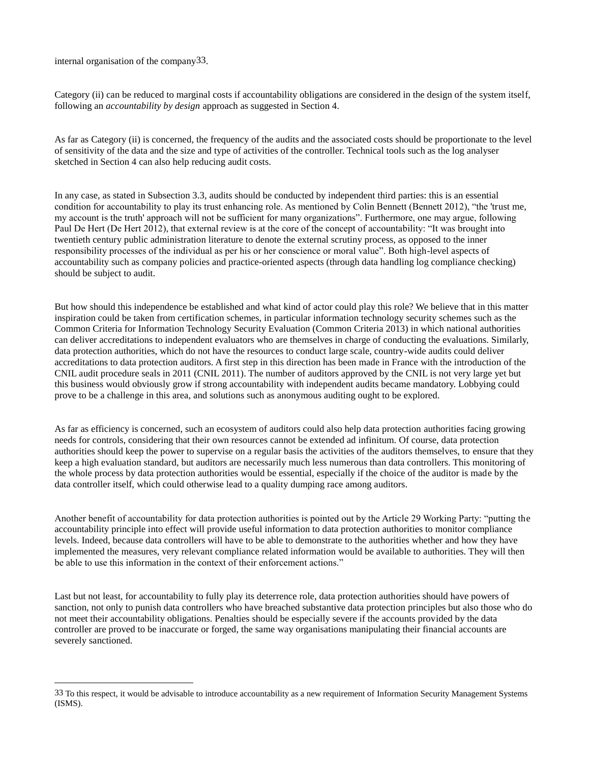internal organisation of the company[33].

Category (ii) can be reduced to marginal costs if accountability obligations are considered in the design of the system itself, following an *accountability by design* approach as suggested in Section 4.

As far as Category (ii) is concerned, the frequency of the audits and the associated costs should be proportionate to the level of sensitivity of the data and the size and type of activities of the controller. Technical tools such as the log analyser sketched in Section 4 can also help reducing audit costs.

In any case, as stated in Subsection 3.3, audits should be conducted by independent third parties: this is an essential condition for accountability to play its trust enhancing role. As mentioned by Colin Bennett (Bennett 2012), "the 'trust me, my account is the truth' approach will not be sufficient for many organizations". Furthermore, one may argue, following Paul De Hert (De Hert 2012), that external review is at the core of the concept of accountability: "It was brought into twentieth century public administration literature to denote the external scrutiny process, as opposed to the inner responsibility processes of the individual as per his or her conscience or moral value". Both high-level aspects of accountability such as company policies and practice-oriented aspects (through data handling log compliance checking) should be subject to audit.

But how should this independence be established and what kind of actor could play this role? We believe that in this matter inspiration could be taken from certification schemes, in particular information technology security schemes such as the Common Criteria for Information Technology Security Evaluation (Common Criteria 2013) in which national authorities can deliver accreditations to independent evaluators who are themselves in charge of conducting the evaluations. Similarly, data protection authorities, which do not have the resources to conduct large scale, country-wide audits could deliver accreditations to data protection auditors. A first step in this direction has been made in France with the introduction of the CNIL audit procedure seals in 2011 (CNIL 2011). The number of auditors approved by the CNIL is not very large yet but this business would obviously grow if strong accountability with independent audits became mandatory. Lobbying could prove to be a challenge in this area, and solutions such as anonymous auditing ought to be explored.

As far as efficiency is concerned, such an ecosystem of auditors could also help data protection authorities facing growing needs for controls, considering that their own resources cannot be extended ad infinitum. Of course, data protection authorities should keep the power to supervise on a regular basis the activities of the auditors themselves, to ensure that they keep a high evaluation standard, but auditors are necessarily much less numerous than data controllers. This monitoring of the whole process by data protection authorities would be essential, especially if the choice of the auditor is made by the data controller itself, which could otherwise lead to a quality dumping race among auditors.

Another benefit of accountability for data protection authorities is pointed out by the Article 29 Working Party: "putting the accountability principle into effect will provide useful information to data protection authorities to monitor compliance levels. Indeed, because data controllers will have to be able to demonstrate to the authorities whether and how they have implemented the measures, very relevant compliance related information would be available to authorities. They will then be able to use this information in the context of their enforcement actions."

Last but not least, for accountability to fully play its deterrence role, data protection authorities should have powers of sanction, not only to punish data controllers who have breached substantive data protection principles but also those who do not meet their accountability obligations. Penalties should be especially severe if the accounts provided by the data controller are proved to be inaccurate or forged, the same way organisations manipulating their financial accounts are severely sanctioned.

---

[33] To this respect, it would be advisable to introduce accountability as a new requirement of Information Security Management Systems (ISMS).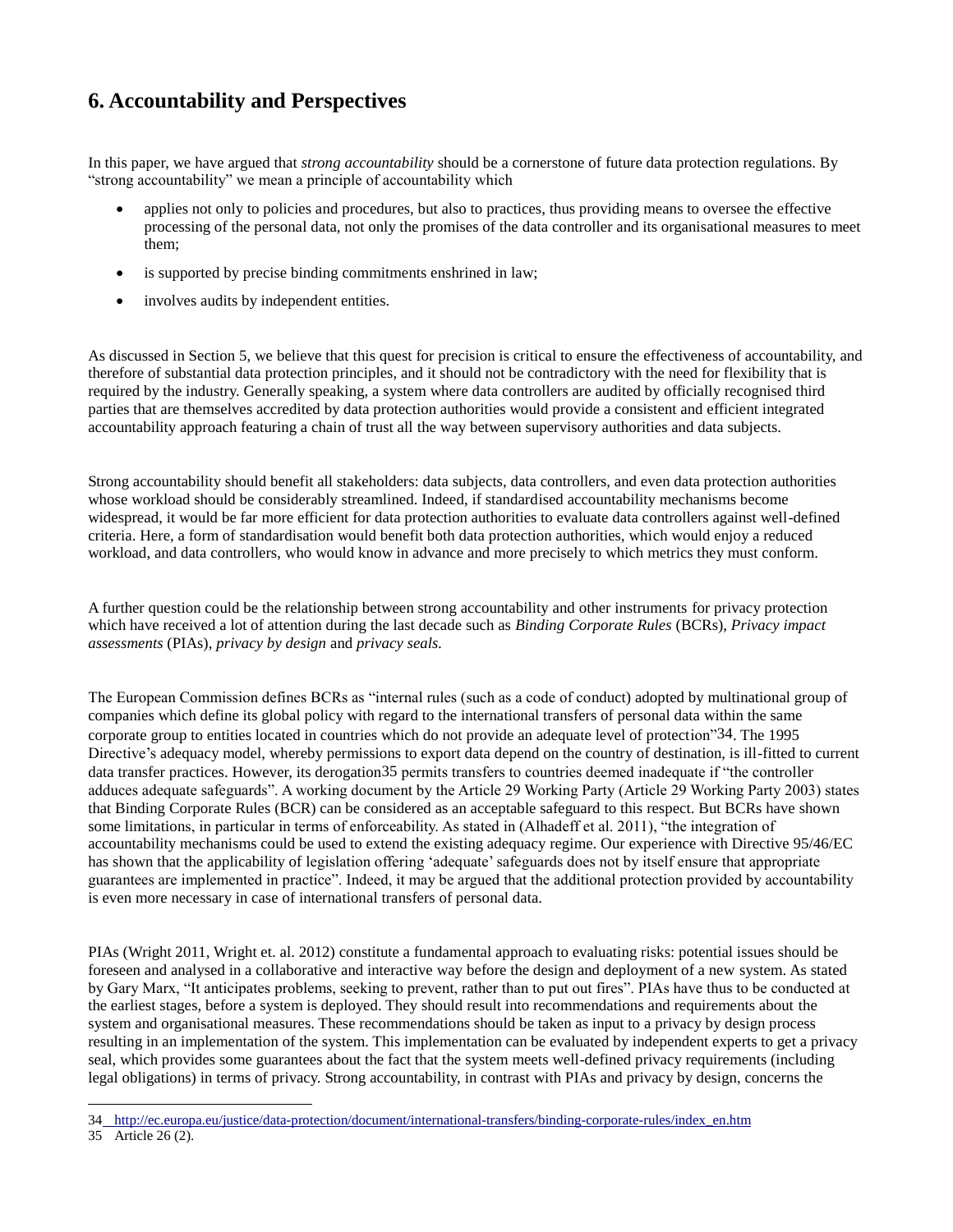## 6. Accountability and Perspectives

In this paper, we have argued that *strong accountability* should be a cornerstone of future data protection regulations. By "strong accountability" we mean a principle of accountability which

- applies not only to policies and procedures, but also to practices, thus providing means to oversee the effective processing of the personal data, not only the promises of the data controller and its organisational measures to meet them;
- is supported by precise binding commitments enshrined in law;
- involves audits by independent entities.

As discussed in Section 5, we believe that this quest for precision is critical to ensure the effectiveness of accountability, and therefore of substantial data protection principles, and it should not be contradictory with the need for flexibility that is required by the industry. Generally speaking, a system where data controllers are audited by officially recognised third parties that are themselves accredited by data protection authorities would provide a consistent and efficient integrated accountability approach featuring a chain of trust all the way between supervisory authorities and data subjects.

Strong accountability should benefit all stakeholders: data subjects, data controllers, and even data protection authorities whose workload should be considerably streamlined. Indeed, if standardised accountability mechanisms become widespread, it would be far more efficient for data protection authorities to evaluate data controllers against well-defined criteria. Here, a form of standardisation would benefit both data protection authorities, which would enjoy a reduced workload, and data controllers, who would know in advance and more precisely to which metrics they must conform.

A further question could be the relationship between strong accountability and other instruments for privacy protection which have received a lot of attention during the last decade such as *Binding Corporate Rules* (BCRs), *Privacy impact assessments* (PIAs), *privacy by design* and *privacy seals*.

The European Commission defines BCRs as "internal rules (such as a code of conduct) adopted by multinational group of companies which define its global policy with regard to the international transfers of personal data within the same corporate group to entities located in countries which do not provide an adequate level of protection"[34]. The 1995 Directive's adequacy model, whereby permissions to export data depend on the country of destination, is ill-fitted to current data transfer practices. However, its derogation[35] permits transfers to countries deemed inadequate if "the controller adduces adequate safeguards". A working document by the Article 29 Working Party (Article 29 Working Party 2003) states that Binding Corporate Rules (BCR) can be considered as an acceptable safeguard to this respect. But BCRs have shown some limitations, in particular in terms of enforceability. As stated in (Alhadeff et al. 2011), "the integration of accountability mechanisms could be used to extend the existing adequacy regime. Our experience with Directive 95/46/EC has shown that the applicability of legislation offering 'adequate' safeguards does not by itself ensure that appropriate guarantees are implemented in practice". Indeed, it may be argued that the additional protection provided by accountability is even more necessary in case of international transfers of personal data.

PIAs (Wright 2011, Wright et. al. 2012) constitute a fundamental approach to evaluating risks: potential issues should be foreseen and analysed in a collaborative and interactive way before the design and deployment of a new system. As stated by Gary Marx, "It anticipates problems, seeking to prevent, rather than to put out fires". PIAs have thus to be conducted at the earliest stages, before a system is deployed. They should result into recommendations and requirements about the system and organisational measures. These recommendations should be taken as input to a privacy by design process resulting in an implementation of the system. This implementation can be evaluated by independent experts to get a privacy seal, which provides some guarantees about the fact that the system meets well-defined privacy requirements (including legal obligations) in terms of privacy. Strong accountability, in contrast with PIAs and privacy by design, concerns the

---

34 http://ec.europa.eu/justice/data-protection/document/international-transfers/binding-corporate-rules/index_en.htm

35 Article 26 (2).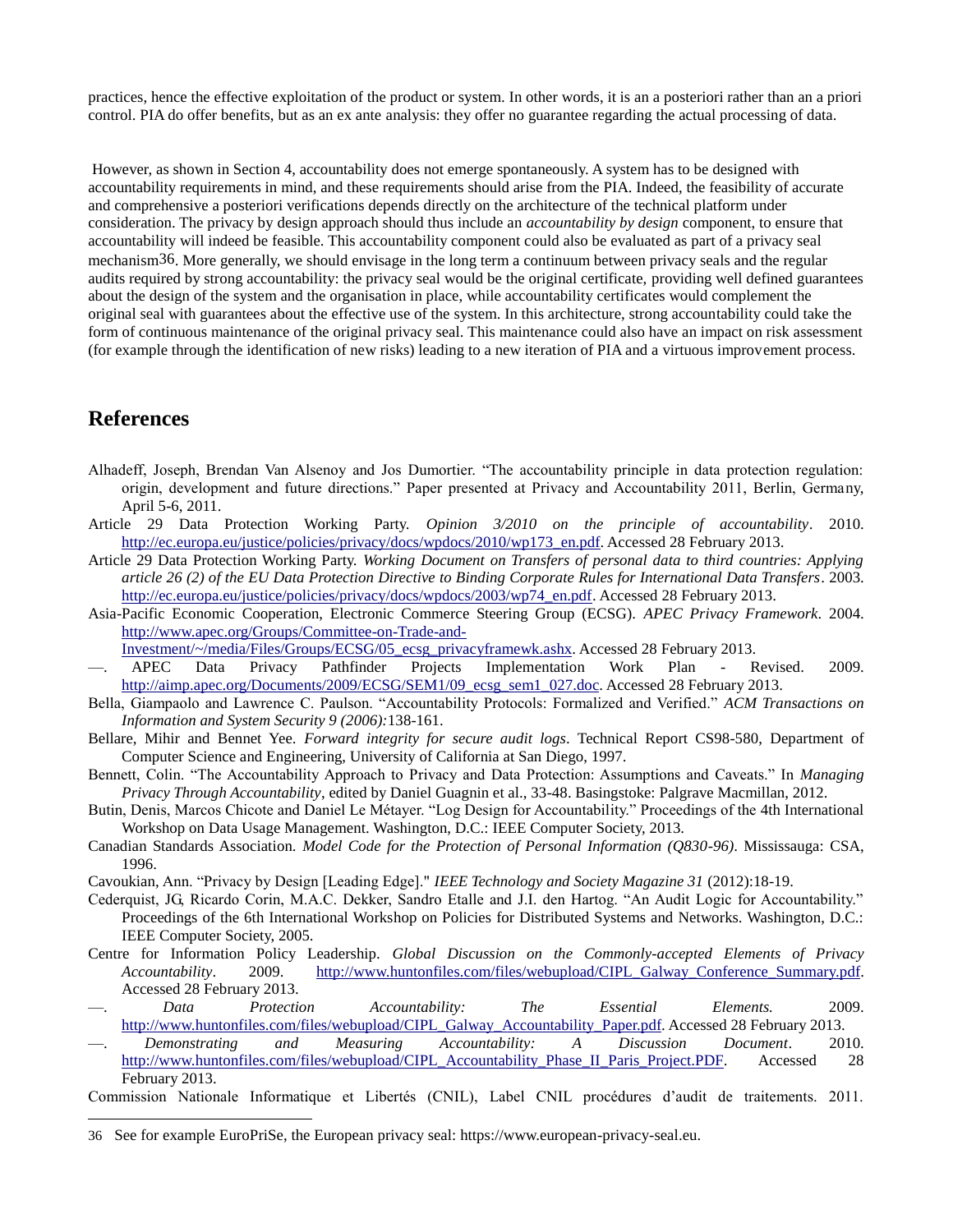practices, hence the effective exploitation of the product or system. In other words, it is an a posteriori rather than an a priori control. PIA do offer benefits, but as an ex ante analysis: they offer no guarantee regarding the actual processing of data.

However, as shown in Section 4, accountability does not emerge spontaneously. A system has to be designed with accountability requirements in mind, and these requirements should arise from the PIA. Indeed, the feasibility of accurate and comprehensive a posteriori verifications depends directly on the architecture of the technical platform under consideration. The privacy by design approach should thus include an *accountability by design* component, to ensure that accountability will indeed be feasible. This accountability component could also be evaluated as part of a privacy seal mechanism[36]. More generally, we should envisage in the long term a continuum between privacy seals and the regular audits required by strong accountability: the privacy seal would be the original certificate, providing well defined guarantees about the design of the system and the organisation in place, while accountability certificates would complement the original seal with guarantees about the effective use of the system. In this architecture, strong accountability could take the form of continuous maintenance of the original privacy seal. This maintenance could also have an impact on risk assessment (for example through the identification of new risks) leading to a new iteration of PIA and a virtuous improvement process.

## References

Alhadeff, Joseph, Brendan Van Alsenoy and Jos Dumortier. "The accountability principle in data protection regulation: origin, development and future directions." Paper presented at Privacy and Accountability 2011, Berlin, Germany, April 5-6, 2011.

Article 29 Data Protection Working Party. *Opinion 3/2010 on the principle of accountability*. 2010. http://ec.europa.eu/justice/policies/privacy/docs/wpdocs/2010/wp173_en.pdf. Accessed 28 February 2013.

Article 29 Data Protection Working Party. *Working Document on Transfers of personal data to third countries: Applying article 26 (2) of the EU Data Protection Directive to Binding Corporate Rules for International Data Transfers*. 2003. http://ec.europa.eu/justice/policies/privacy/docs/wpdocs/2003/wp74_en.pdf. Accessed 28 February 2013.

Asia-Pacific Economic Cooperation, Electronic Commerce Steering Group (ECSG). *APEC Privacy Framework*. 2004. http://www.apec.org/Groups/Committee-on-Trade-and-Investment/~/media/Files/Groups/ECSG/05_ecsg_privacyframewk.ashx. Accessed 28 February 2013.

—. APEC Data Privacy Pathfinder Projects Implementation Work Plan - Revised. 2009. http://aimp.apec.org/Documents/2009/ECSG/SEM1/09_ecsg_sem1_027.doc. Accessed 28 February 2013.

Bella, Giampaolo and Lawrence C. Paulson. "Accountability Protocols: Formalized and Verified." *ACM Transactions on Information and System Security 9 (2006):*138-161.

Bellare, Mihir and Bennet Yee. *Forward integrity for secure audit logs*. Technical Report CS98-580, Department of Computer Science and Engineering, University of California at San Diego, 1997.

Bennett, Colin. "The Accountability Approach to Privacy and Data Protection: Assumptions and Caveats." In *Managing Privacy Through Accountability*, edited by Daniel Guagnin et al., 33-48. Basingstoke: Palgrave Macmillan, 2012.

Butin, Denis, Marcos Chicote and Daniel Le Métayer. "Log Design for Accountability." Proceedings of the 4th International Workshop on Data Usage Management. Washington, D.C.: IEEE Computer Society, 2013.

Canadian Standards Association. *Model Code for the Protection of Personal Information (Q830-96)*. Mississauga: CSA, 1996.

Cavoukian, Ann. "Privacy by Design [Leading Edge]." *IEEE Technology and Society Magazine 31* (2012):18-19.

Cederquist, JG, Ricardo Corin, M.A.C. Dekker, Sandro Etalle and J.I. den Hartog. "An Audit Logic for Accountability." Proceedings of the 6th International Workshop on Policies for Distributed Systems and Networks. Washington, D.C.: IEEE Computer Society, 2005.

Centre for Information Policy Leadership. *Global Discussion on the Commonly-accepted Elements of Privacy Accountability*. 2009. http://www.huntonfiles.com/files/webupload/CIPL_Galway_Conference_Summary.pdf. Accessed 28 February 2013.

—. *Data Protection Accountability: The Essential Elements.* 2009. http://www.huntonfiles.com/files/webupload/CIPL_Galway_Accountability_Paper.pdf. Accessed 28 February 2013.

—. *Demonstrating and Measuring Accountability: A Discussion Document*. 2010. http://www.huntonfiles.com/files/webupload/CIPL_Accountability_Phase_II_Paris_Project.PDF. Accessed 28 February 2013.

Commission Nationale Informatique et Libertés (CNIL), Label CNIL procédures d'audit de traitements. 2011.

36 See for example EuroPriSe, the European privacy seal: https://www.european-privacy-seal.eu.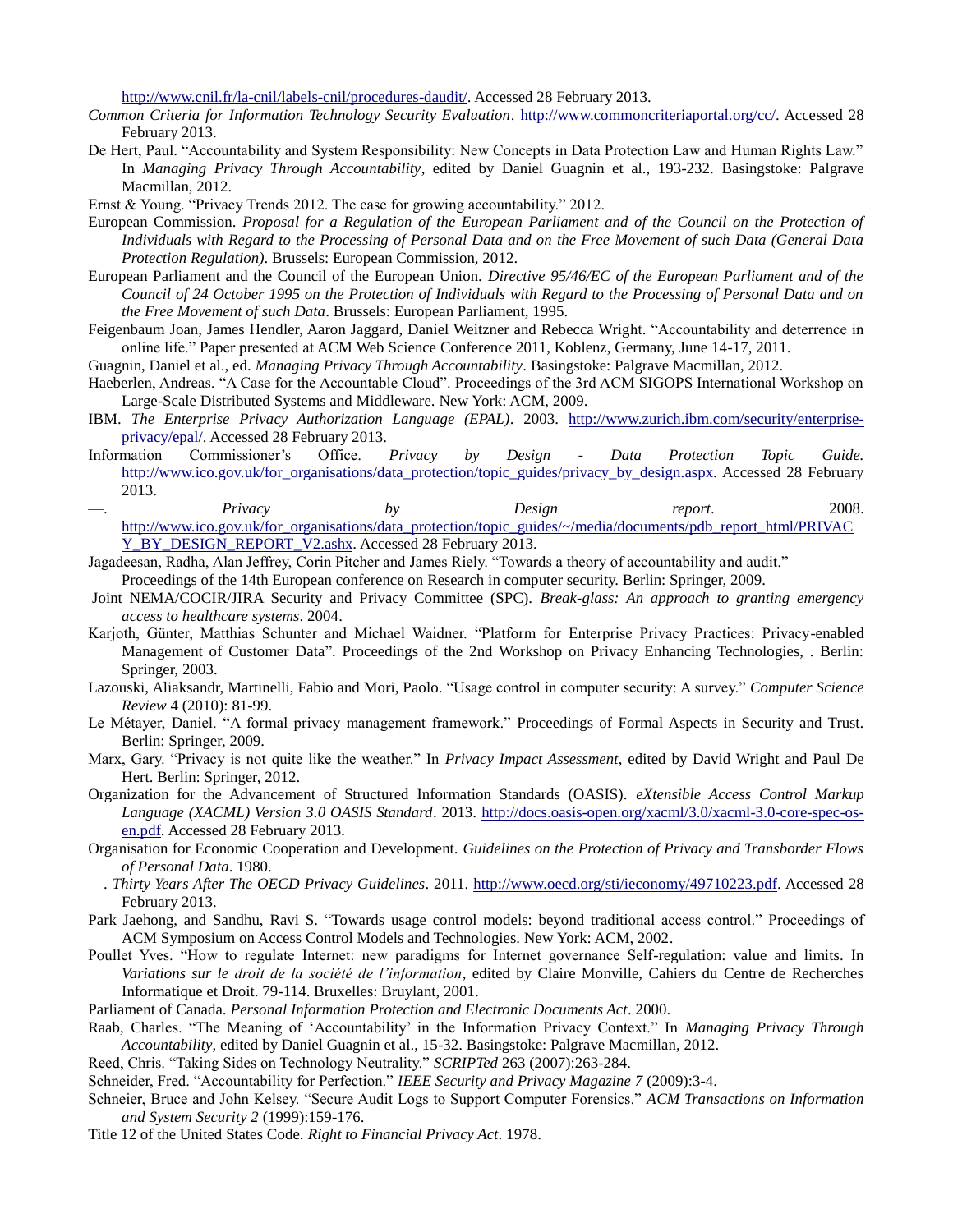http://www.cnil.fr/la-cnil/labels-cnil/procedures-daudit/. Accessed 28 February 2013.

*Common Criteria for Information Technology Security Evaluation*. http://www.commoncriteriaportal.org/cc/. Accessed 28 February 2013.

De Hert, Paul. "Accountability and System Responsibility: New Concepts in Data Protection Law and Human Rights Law." In *Managing Privacy Through Accountability*, edited by Daniel Guagnin et al., 193-232. Basingstoke: Palgrave Macmillan, 2012.

Ernst & Young. "Privacy Trends 2012. The case for growing accountability." 2012.

European Commission. *Proposal for a Regulation of the European Parliament and of the Council on the Protection of Individuals with Regard to the Processing of Personal Data and on the Free Movement of such Data (General Data Protection Regulation)*. Brussels: European Commission, 2012.

European Parliament and the Council of the European Union. *Directive 95/46/EC of the European Parliament and of the Council of 24 October 1995 on the Protection of Individuals with Regard to the Processing of Personal Data and on the Free Movement of such Data*. Brussels: European Parliament, 1995.

Feigenbaum Joan, James Hendler, Aaron Jaggard, Daniel Weitzner and Rebecca Wright. "Accountability and deterrence in online life." Paper presented at ACM Web Science Conference 2011, Koblenz, Germany, June 14-17, 2011.

Guagnin, Daniel et al., ed. *Managing Privacy Through Accountability*. Basingstoke: Palgrave Macmillan, 2012.

Haeberlen, Andreas. "A Case for the Accountable Cloud". Proceedings of the 3rd ACM SIGOPS International Workshop on Large-Scale Distributed Systems and Middleware. New York: ACM, 2009.

IBM. *The Enterprise Privacy Authorization Language (EPAL)*. 2003. http://www.zurich.ibm.com/security/enterprise-privacy/epal/. Accessed 28 February 2013.

Information Commissioner's Office. *Privacy by Design - Data Protection Topic Guide.* http://www.ico.gov.uk/for_organisations/data_protection/topic_guides/privacy_by_design.aspx. Accessed 28 February 2013.

—. *Privacy by Design report*. 2008. http://www.ico.gov.uk/for_organisations/data_protection/topic_guides/~/media/documents/pdb_report_html/PRIVACY_BY_DESIGN_REPORT_V2.ashx. Accessed 28 February 2013.

Jagadeesan, Radha, Alan Jeffrey, Corin Pitcher and James Riely. "Towards a theory of accountability and audit." Proceedings of the 14th European conference on Research in computer security. Berlin: Springer, 2009.

Joint NEMA/COCIR/JIRA Security and Privacy Committee (SPC). *Break-glass: An approach to granting emergency access to healthcare systems*. 2004.

Karjoth, Günter, Matthias Schunter and Michael Waidner. "Platform for Enterprise Privacy Practices: Privacy-enabled Management of Customer Data". Proceedings of the 2nd Workshop on Privacy Enhancing Technologies, . Berlin: Springer, 2003.

Lazouski, Aliaksandr, Martinelli, Fabio and Mori, Paolo. "Usage control in computer security: A survey." *Computer Science Review* 4 (2010): 81-99.

Le Métayer, Daniel. "A formal privacy management framework." Proceedings of Formal Aspects in Security and Trust. Berlin: Springer, 2009.

Marx, Gary. "Privacy is not quite like the weather." In *Privacy Impact Assessment*, edited by David Wright and Paul De Hert. Berlin: Springer, 2012.

Organization for the Advancement of Structured Information Standards (OASIS). *eXtensible Access Control Markup Language (XACML) Version 3.0 OASIS Standard*. 2013. http://docs.oasis-open.org/xacml/3.0/xacml-3.0-core-spec-os-en.pdf. Accessed 28 February 2013.

Organisation for Economic Cooperation and Development. *Guidelines on the Protection of Privacy and Transborder Flows of Personal Data*. 1980.

—. *Thirty Years After The OECD Privacy Guidelines*. 2011. http://www.oecd.org/sti/ieconomy/49710223.pdf. Accessed 28 February 2013.

Park Jaehong, and Sandhu, Ravi S. "Towards usage control models: beyond traditional access control." Proceedings of ACM Symposium on Access Control Models and Technologies. New York: ACM, 2002.

Poullet Yves. "How to regulate Internet: new paradigms for Internet governance Self-regulation: value and limits. In *Variations sur le droit de la société de l'information*, edited by Claire Monville, Cahiers du Centre de Recherches Informatique et Droit. 79-114. Bruxelles: Bruylant, 2001.

Parliament of Canada. *Personal Information Protection and Electronic Documents Act*. 2000.

Raab, Charles. "The Meaning of 'Accountability' in the Information Privacy Context." In *Managing Privacy Through Accountability*, edited by Daniel Guagnin et al., 15-32. Basingstoke: Palgrave Macmillan, 2012.

Reed, Chris. "Taking Sides on Technology Neutrality." *SCRIPTed* 263 (2007):263-284.

Schneider, Fred. "Accountability for Perfection." *IEEE Security and Privacy Magazine 7* (2009):3-4.

Schneier, Bruce and John Kelsey. "Secure Audit Logs to Support Computer Forensics." *ACM Transactions on Information and System Security 2* (1999):159-176.

Title 12 of the United States Code. *Right to Financial Privacy Act*. 1978.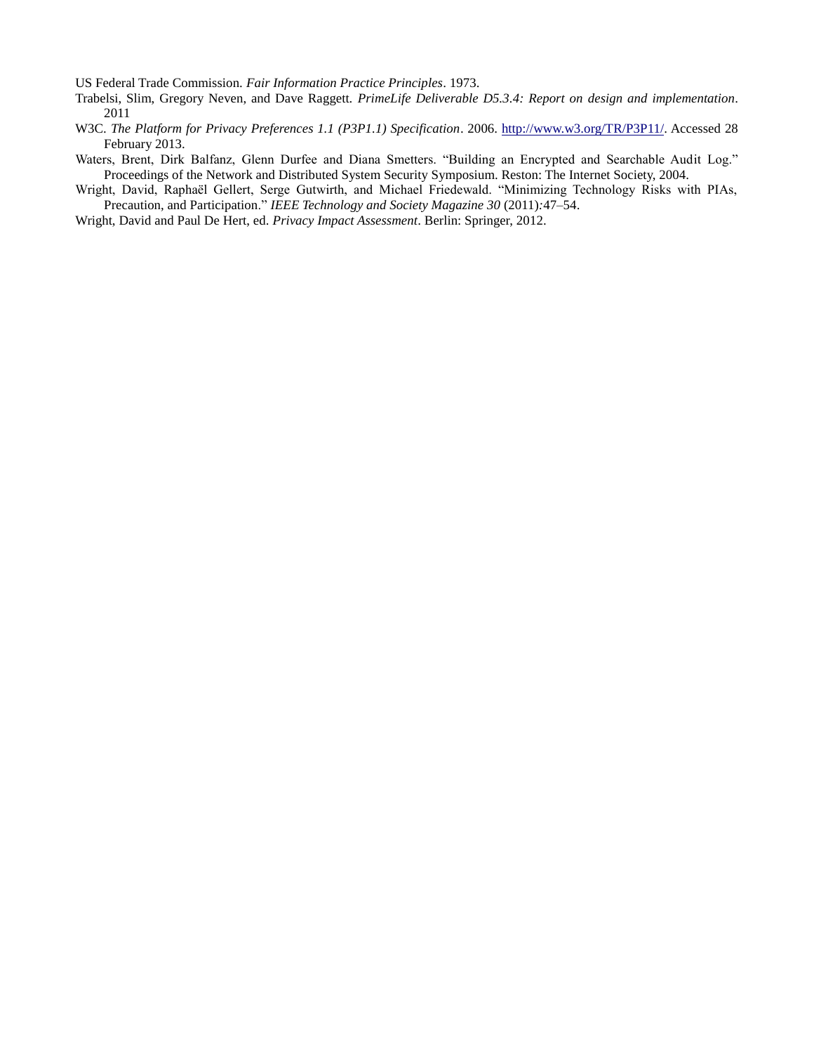US Federal Trade Commission. *Fair Information Practice Principles*. 1973.

Trabelsi, Slim, Gregory Neven, and Dave Raggett. *PrimeLife Deliverable D5.3.4: Report on design and implementation*. 2011

W3C. *The Platform for Privacy Preferences 1.1 (P3P1.1) Specification*. 2006. http://www.w3.org/TR/P3P11/. Accessed 28 February 2013.

Waters, Brent, Dirk Balfanz, Glenn Durfee and Diana Smetters. "Building an Encrypted and Searchable Audit Log." Proceedings of the Network and Distributed System Security Symposium. Reston: The Internet Society, 2004.

Wright, David, Raphaël Gellert, Serge Gutwirth, and Michael Friedewald. "Minimizing Technology Risks with PIAs, Precaution, and Participation." *IEEE Technology and Society Magazine 30* (2011)*:*47–54.

Wright, David and Paul De Hert, ed. *Privacy Impact Assessment*. Berlin: Springer, 2012.